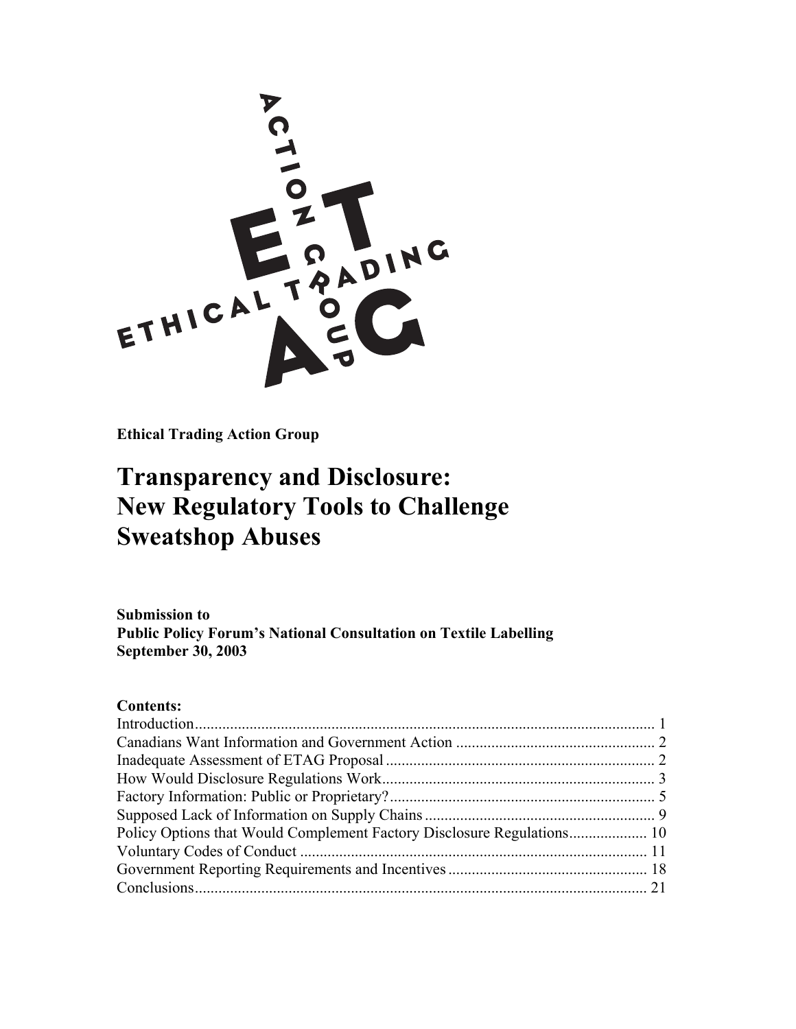**Ethical Trading Action Group**

# Transparency and Disclosure: New Regulatory Tools to Challenge Sweatshop Abuses

**Submission to**
**Public Policy Forum's National Consultation on Textile Labelling**
**September 30, 2003**

**Contents:**

| | |
|---|---|
| Introduction | 1 |
| Canadians Want Information and Government Action | 2 |
| Inadequate Assessment of ETAG Proposal | 2 |
| How Would Disclosure Regulations Work | 3 |
| Factory Information: Public or Proprietary? | 5 |
| Supposed Lack of Information on Supply Chains | 9 |
| Policy Options that Would Complement Factory Disclosure Regulations | 10 |
| Voluntary Codes of Conduct | 11 |
| Government Reporting Requirements and Incentives | 18 |
| Conclusions | 21 |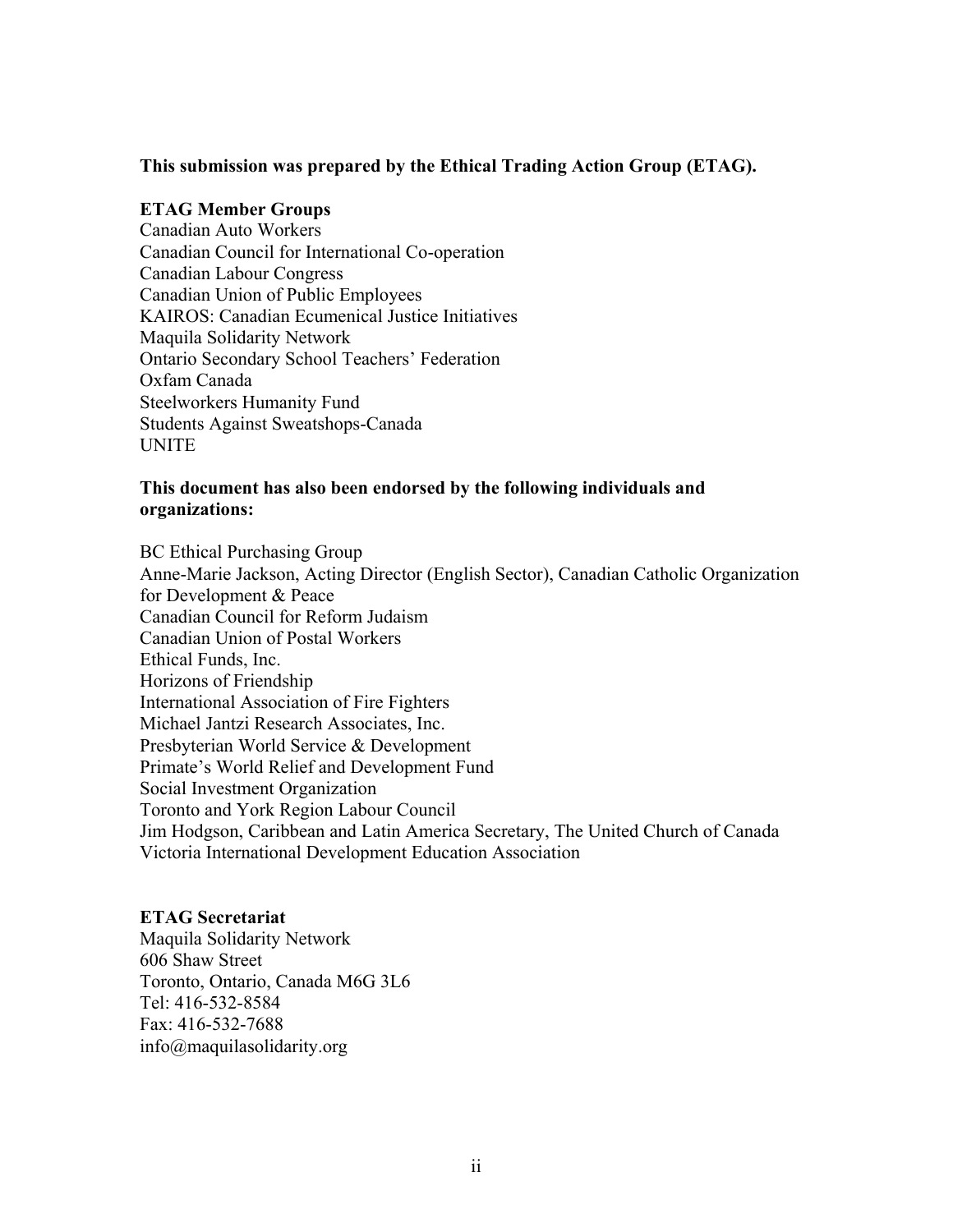**This submission was prepared by the Ethical Trading Action Group (ETAG).**

**ETAG Member Groups**

Canadian Auto Workers
Canadian Council for International Co-operation
Canadian Labour Congress
Canadian Union of Public Employees
KAIROS: Canadian Ecumenical Justice Initiatives
Maquila Solidarity Network
Ontario Secondary School Teachers' Federation
Oxfam Canada
Steelworkers Humanity Fund
Students Against Sweatshops-Canada
UNITE

**This document has also been endorsed by the following individuals and organizations:**

BC Ethical Purchasing Group
Anne-Marie Jackson, Acting Director (English Sector), Canadian Catholic Organization for Development & Peace
Canadian Council for Reform Judaism
Canadian Union of Postal Workers
Ethical Funds, Inc.
Horizons of Friendship
International Association of Fire Fighters
Michael Jantzi Research Associates, Inc.
Presbyterian World Service & Development
Primate's World Relief and Development Fund
Social Investment Organization
Toronto and York Region Labour Council
Jim Hodgson, Caribbean and Latin America Secretary, The United Church of Canada
Victoria International Development Education Association

**ETAG Secretariat**

Maquila Solidarity Network
606 Shaw Street
Toronto, Ontario, Canada M6G 3L6
Tel: 416-532-8584
Fax: 416-532-7688
info@maquilasolidarity.org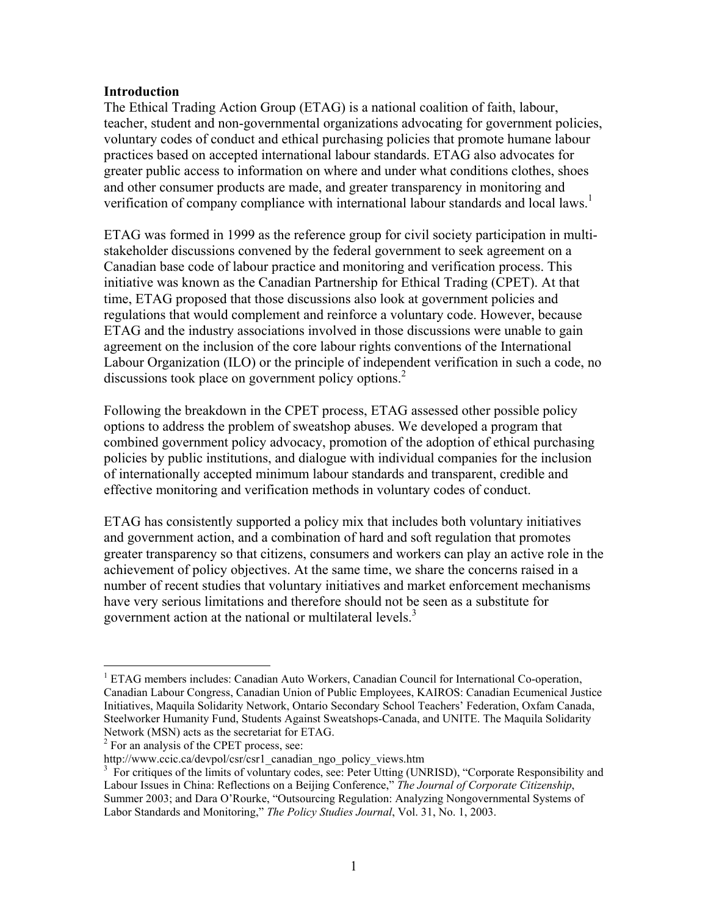**Introduction**

The Ethical Trading Action Group (ETAG) is a national coalition of faith, labour, teacher, student and non-governmental organizations advocating for government policies, voluntary codes of conduct and ethical purchasing policies that promote humane labour practices based on accepted international labour standards. ETAG also advocates for greater public access to information on where and under what conditions clothes, shoes and other consumer products are made, and greater transparency in monitoring and verification of company compliance with international labour standards and local laws.[1]

ETAG was formed in 1999 as the reference group for civil society participation in multi-stakeholder discussions convened by the federal government to seek agreement on a Canadian base code of labour practice and monitoring and verification process. This initiative was known as the Canadian Partnership for Ethical Trading (CPET). At that time, ETAG proposed that those discussions also look at government policies and regulations that would complement and reinforce a voluntary code. However, because ETAG and the industry associations involved in those discussions were unable to gain agreement on the inclusion of the core labour rights conventions of the International Labour Organization (ILO) or the principle of independent verification in such a code, no discussions took place on government policy options.[2]

Following the breakdown in the CPET process, ETAG assessed other possible policy options to address the problem of sweatshop abuses. We developed a program that combined government policy advocacy, promotion of the adoption of ethical purchasing policies by public institutions, and dialogue with individual companies for the inclusion of internationally accepted minimum labour standards and transparent, credible and effective monitoring and verification methods in voluntary codes of conduct.

ETAG has consistently supported a policy mix that includes both voluntary initiatives and government action, and a combination of hard and soft regulation that promotes greater transparency so that citizens, consumers and workers can play an active role in the achievement of policy objectives. At the same time, we share the concerns raised in a number of recent studies that voluntary initiatives and market enforcement mechanisms have very serious limitations and therefore should not be seen as a substitute for government action at the national or multilateral levels.[3]

---

[1] ETAG members includes: Canadian Auto Workers, Canadian Council for International Co-operation, Canadian Labour Congress, Canadian Union of Public Employees, KAIROS: Canadian Ecumenical Justice Initiatives, Maquila Solidarity Network, Ontario Secondary School Teachers' Federation, Oxfam Canada, Steelworker Humanity Fund, Students Against Sweatshops-Canada, and UNITE. The Maquila Solidarity Network (MSN) acts as the secretariat for ETAG.

[2] For an analysis of the CPET process, see: http://www.ccic.ca/devpol/csr/csr1_canadian_ngo_policy_views.htm

[3] For critiques of the limits of voluntary codes, see: Peter Utting (UNRISD), "Corporate Responsibility and Labour Issues in China: Reflections on a Beijing Conference," *The Journal of Corporate Citizenship*, Summer 2003; and Dara O'Rourke, "Outsourcing Regulation: Analyzing Nongovernmental Systems of Labor Standards and Monitoring," *The Policy Studies Journal*, Vol. 31, No. 1, 2003.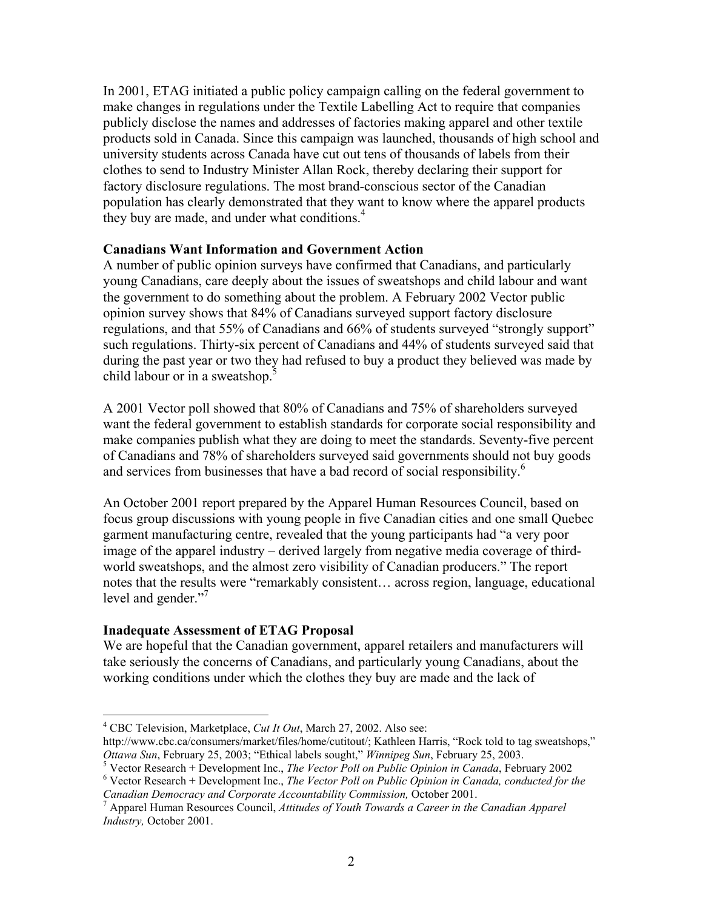In 2001, ETAG initiated a public policy campaign calling on the federal government to make changes in regulations under the Textile Labelling Act to require that companies publicly disclose the names and addresses of factories making apparel and other textile products sold in Canada. Since this campaign was launched, thousands of high school and university students across Canada have cut out tens of thousands of labels from their clothes to send to Industry Minister Allan Rock, thereby declaring their support for factory disclosure regulations. The most brand-conscious sector of the Canadian population has clearly demonstrated that they want to know where the apparel products they buy are made, and under what conditions.[4]

**Canadians Want Information and Government Action**

A number of public opinion surveys have confirmed that Canadians, and particularly young Canadians, care deeply about the issues of sweatshops and child labour and want the government to do something about the problem. A February 2002 Vector public opinion survey shows that 84% of Canadians surveyed support factory disclosure regulations, and that 55% of Canadians and 66% of students surveyed "strongly support" such regulations. Thirty-six percent of Canadians and 44% of students surveyed said that during the past year or two they had refused to buy a product they believed was made by child labour or in a sweatshop.[5]

A 2001 Vector poll showed that 80% of Canadians and 75% of shareholders surveyed want the federal government to establish standards for corporate social responsibility and make companies publish what they are doing to meet the standards. Seventy-five percent of Canadians and 78% of shareholders surveyed said governments should not buy goods and services from businesses that have a bad record of social responsibility.[6]

An October 2001 report prepared by the Apparel Human Resources Council, based on focus group discussions with young people in five Canadian cities and one small Quebec garment manufacturing centre, revealed that the young participants had "a very poor image of the apparel industry – derived largely from negative media coverage of third-world sweatshops, and the almost zero visibility of Canadian producers." The report notes that the results were "remarkably consistent… across region, language, educational level and gender."[7]

**Inadequate Assessment of ETAG Proposal**

We are hopeful that the Canadian government, apparel retailers and manufacturers will take seriously the concerns of Canadians, and particularly young Canadians, about the working conditions under which the clothes they buy are made and the lack of

---

[4] CBC Television, Marketplace, *Cut It Out*, March 27, 2002. Also see: http://www.cbc.ca/consumers/market/files/home/cutitout/; Kathleen Harris, "Rock told to tag sweatshops," *Ottawa Sun*, February 25, 2003; "Ethical labels sought," *Winnipeg Sun*, February 25, 2003.

[5] Vector Research + Development Inc., *The Vector Poll on Public Opinion in Canada*, February 2002

[6] Vector Research + Development Inc., *The Vector Poll on Public Opinion in Canada, conducted for the Canadian Democracy and Corporate Accountability Commission,* October 2001.

[7] Apparel Human Resources Council, *Attitudes of Youth Towards a Career in the Canadian Apparel Industry,* October 2001.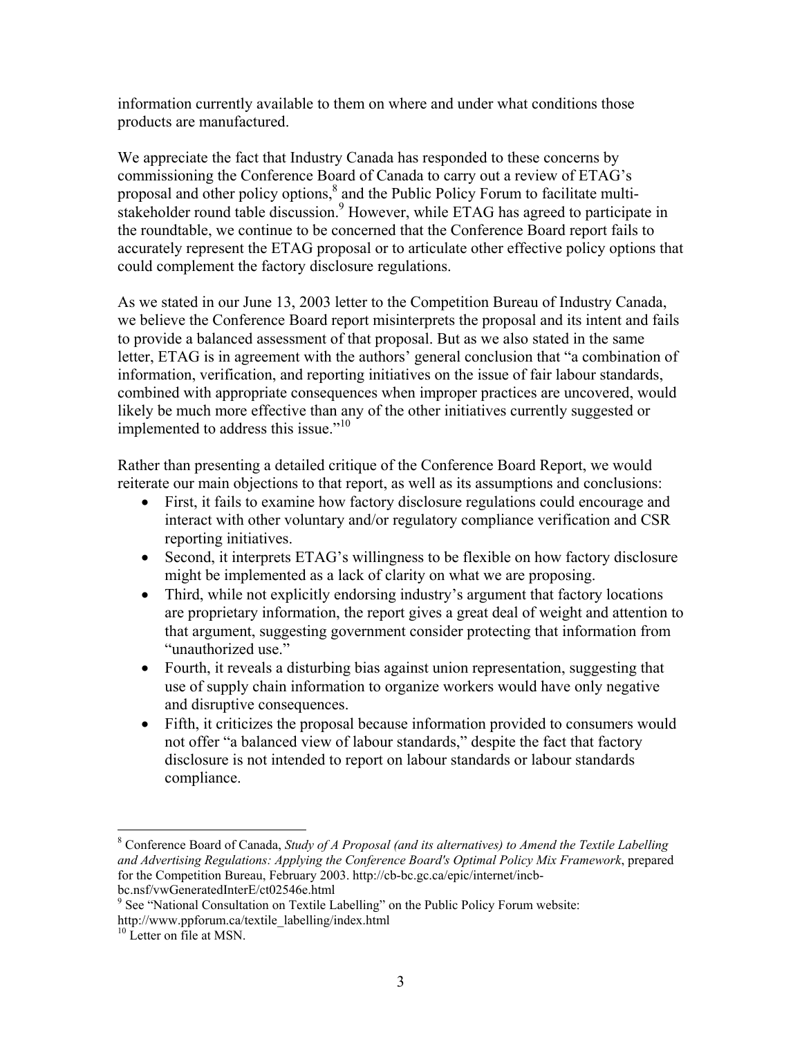information currently available to them on where and under what conditions those products are manufactured.

We appreciate the fact that Industry Canada has responded to these concerns by commissioning the Conference Board of Canada to carry out a review of ETAG's proposal and other policy options,[8] and the Public Policy Forum to facilitate multi-stakeholder round table discussion.[9] However, while ETAG has agreed to participate in the roundtable, we continue to be concerned that the Conference Board report fails to accurately represent the ETAG proposal or to articulate other effective policy options that could complement the factory disclosure regulations.

As we stated in our June 13, 2003 letter to the Competition Bureau of Industry Canada, we believe the Conference Board report misinterprets the proposal and its intent and fails to provide a balanced assessment of that proposal. But as we also stated in the same letter, ETAG is in agreement with the authors' general conclusion that "a combination of information, verification, and reporting initiatives on the issue of fair labour standards, combined with appropriate consequences when improper practices are uncovered, would likely be much more effective than any of the other initiatives currently suggested or implemented to address this issue."[10]

Rather than presenting a detailed critique of the Conference Board Report, we would reiterate our main objections to that report, as well as its assumptions and conclusions:

- First, it fails to examine how factory disclosure regulations could encourage and interact with other voluntary and/or regulatory compliance verification and CSR reporting initiatives.
- Second, it interprets ETAG's willingness to be flexible on how factory disclosure might be implemented as a lack of clarity on what we are proposing.
- Third, while not explicitly endorsing industry's argument that factory locations are proprietary information, the report gives a great deal of weight and attention to that argument, suggesting government consider protecting that information from "unauthorized use."
- Fourth, it reveals a disturbing bias against union representation, suggesting that use of supply chain information to organize workers would have only negative and disruptive consequences.
- Fifth, it criticizes the proposal because information provided to consumers would not offer "a balanced view of labour standards," despite the fact that factory disclosure is not intended to report on labour standards or labour standards compliance.

---

[8] Conference Board of Canada, *Study of A Proposal (and its alternatives) to Amend the Textile Labelling and Advertising Regulations: Applying the Conference Board's Optimal Policy Mix Framework*, prepared for the Competition Bureau, February 2003. http://cb-bc.gc.ca/epic/internet/incb-bc.nsf/vwGeneratedInterE/ct02546e.html

[9] See "National Consultation on Textile Labelling" on the Public Policy Forum website: http://www.ppforum.ca/textile_labelling/index.html

[10] Letter on file at MSN.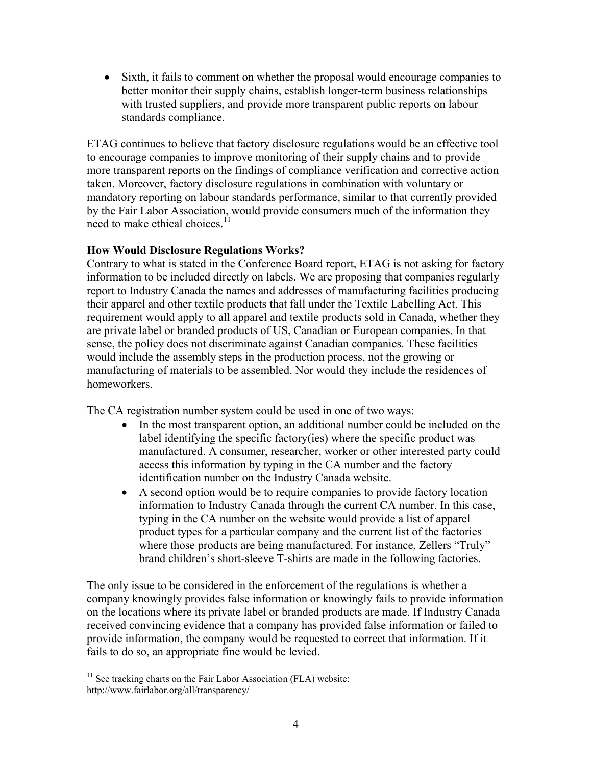- Sixth, it fails to comment on whether the proposal would encourage companies to better monitor their supply chains, establish longer-term business relationships with trusted suppliers, and provide more transparent public reports on labour standards compliance.

ETAG continues to believe that factory disclosure regulations would be an effective tool to encourage companies to improve monitoring of their supply chains and to provide more transparent reports on the findings of compliance verification and corrective action taken. Moreover, factory disclosure regulations in combination with voluntary or mandatory reporting on labour standards performance, similar to that currently provided by the Fair Labor Association, would provide consumers much of the information they need to make ethical choices.[11]

**How Would Disclosure Regulations Works?**

Contrary to what is stated in the Conference Board report, ETAG is not asking for factory information to be included directly on labels. We are proposing that companies regularly report to Industry Canada the names and addresses of manufacturing facilities producing their apparel and other textile products that fall under the Textile Labelling Act. This requirement would apply to all apparel and textile products sold in Canada, whether they are private label or branded products of US, Canadian or European companies. In that sense, the policy does not discriminate against Canadian companies. These facilities would include the assembly steps in the production process, not the growing or manufacturing of materials to be assembled. Nor would they include the residences of homeworkers.

The CA registration number system could be used in one of two ways:

- In the most transparent option, an additional number could be included on the label identifying the specific factory(ies) where the specific product was manufactured. A consumer, researcher, worker or other interested party could access this information by typing in the CA number and the factory identification number on the Industry Canada website.
- A second option would be to require companies to provide factory location information to Industry Canada through the current CA number. In this case, typing in the CA number on the website would provide a list of apparel product types for a particular company and the current list of the factories where those products are being manufactured. For instance, Zellers "Truly" brand children's short-sleeve T-shirts are made in the following factories.

The only issue to be considered in the enforcement of the regulations is whether a company knowingly provides false information or knowingly fails to provide information on the locations where its private label or branded products are made. If Industry Canada received convincing evidence that a company has provided false information or failed to provide information, the company would be requested to correct that information. If it fails to do so, an appropriate fine would be levied.

[11] See tracking charts on the Fair Labor Association (FLA) website: http://www.fairlabor.org/all/transparency/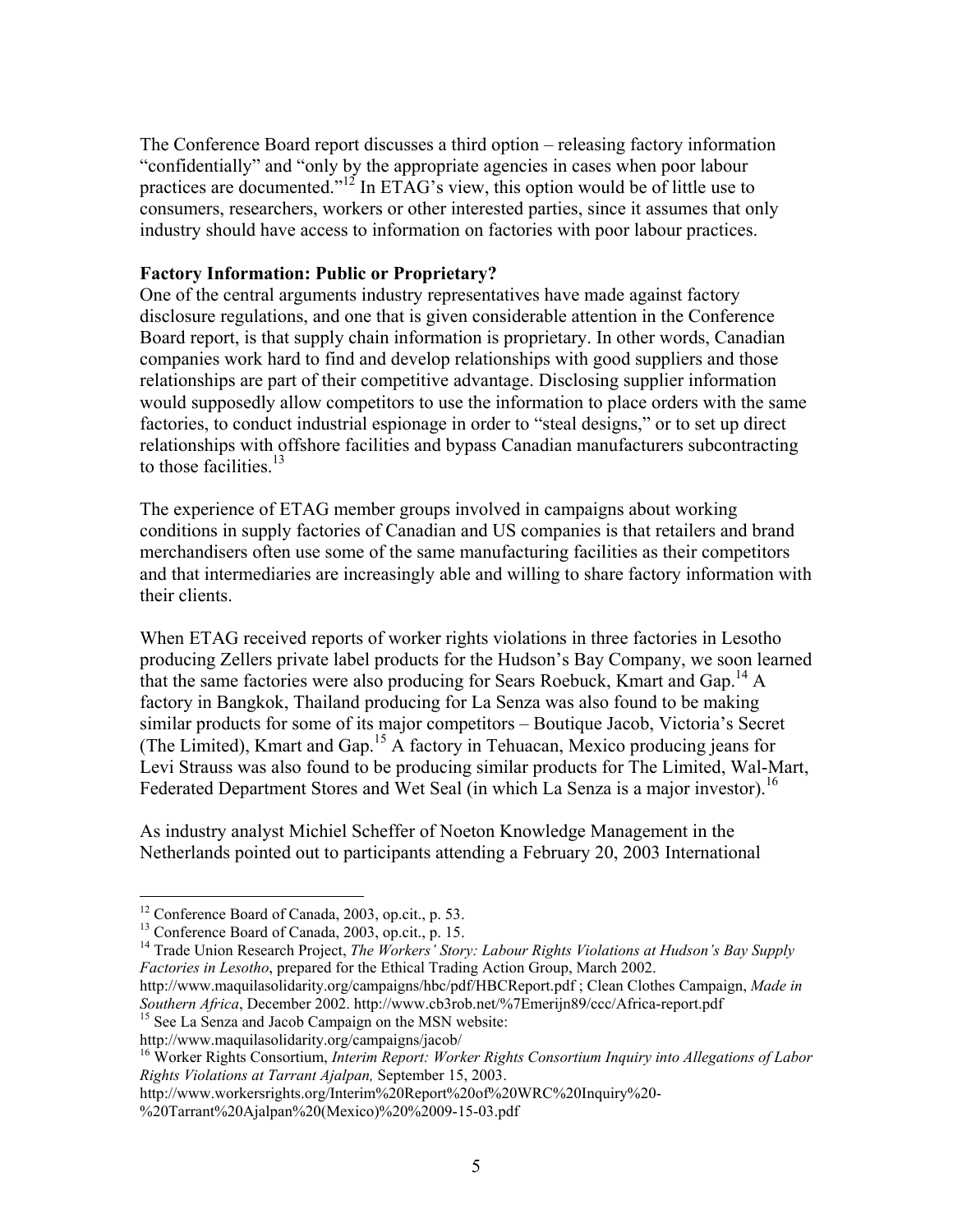The Conference Board report discusses a third option – releasing factory information "confidentially" and "only by the appropriate agencies in cases when poor labour practices are documented."[12] In ETAG's view, this option would be of little use to consumers, researchers, workers or other interested parties, since it assumes that only industry should have access to information on factories with poor labour practices.

**Factory Information: Public or Proprietary?**

One of the central arguments industry representatives have made against factory disclosure regulations, and one that is given considerable attention in the Conference Board report, is that supply chain information is proprietary. In other words, Canadian companies work hard to find and develop relationships with good suppliers and those relationships are part of their competitive advantage. Disclosing supplier information would supposedly allow competitors to use the information to place orders with the same factories, to conduct industrial espionage in order to "steal designs," or to set up direct relationships with offshore facilities and bypass Canadian manufacturers subcontracting to those facilities.[13]

The experience of ETAG member groups involved in campaigns about working conditions in supply factories of Canadian and US companies is that retailers and brand merchandisers often use some of the same manufacturing facilities as their competitors and that intermediaries are increasingly able and willing to share factory information with their clients.

When ETAG received reports of worker rights violations in three factories in Lesotho producing Zellers private label products for the Hudson's Bay Company, we soon learned that the same factories were also producing for Sears Roebuck, Kmart and Gap.[14] A factory in Bangkok, Thailand producing for La Senza was also found to be making similar products for some of its major competitors – Boutique Jacob, Victoria's Secret (The Limited), Kmart and Gap.[15] A factory in Tehuacan, Mexico producing jeans for Levi Strauss was also found to be producing similar products for The Limited, Wal-Mart, Federated Department Stores and Wet Seal (in which La Senza is a major investor).[16]

As industry analyst Michiel Scheffer of Noeton Knowledge Management in the Netherlands pointed out to participants attending a February 20, 2003 International

---

[12] Conference Board of Canada, 2003, op.cit., p. 53.

[13] Conference Board of Canada, 2003, op.cit., p. 15.

[14] Trade Union Research Project, *The Workers' Story: Labour Rights Violations at Hudson's Bay Supply Factories in Lesotho*, prepared for the Ethical Trading Action Group, March 2002. http://www.maquilasolidarity.org/campaigns/hbc/pdf/HBCReport.pdf ; Clean Clothes Campaign, *Made in Southern Africa*, December 2002. http://www.cb3rob.net/%7Emerijn89/ccc/Africa-report.pdf

[15] See La Senza and Jacob Campaign on the MSN website: http://www.maquilasolidarity.org/campaigns/jacob/

[16] Worker Rights Consortium, *Interim Report: Worker Rights Consortium Inquiry into Allegations of Labor Rights Violations at Tarrant Ajalpan,* September 15, 2003. http://www.workersrights.org/Interim%20Report%20of%20WRC%20Inquiry%20-%20Tarrant%20Ajalpan%20(Mexico)%20%2009-15-03.pdf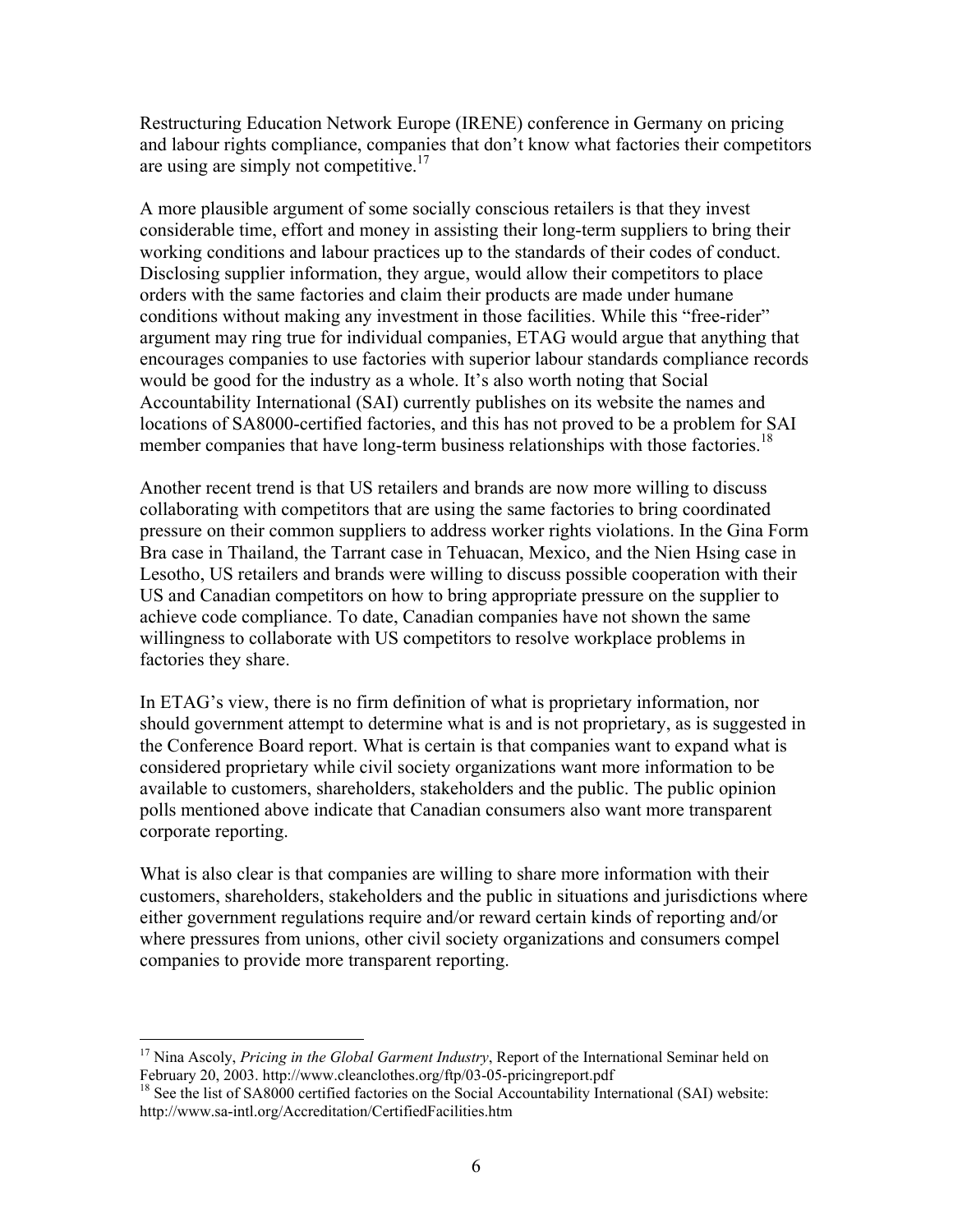Restructuring Education Network Europe (IRENE) conference in Germany on pricing and labour rights compliance, companies that don't know what factories their competitors are using are simply not competitive.[17]

A more plausible argument of some socially conscious retailers is that they invest considerable time, effort and money in assisting their long-term suppliers to bring their working conditions and labour practices up to the standards of their codes of conduct. Disclosing supplier information, they argue, would allow their competitors to place orders with the same factories and claim their products are made under humane conditions without making any investment in those facilities. While this "free-rider" argument may ring true for individual companies, ETAG would argue that anything that encourages companies to use factories with superior labour standards compliance records would be good for the industry as a whole. It's also worth noting that Social Accountability International (SAI) currently publishes on its website the names and locations of SA8000-certified factories, and this has not proved to be a problem for SAI member companies that have long-term business relationships with those factories.[18]

Another recent trend is that US retailers and brands are now more willing to discuss collaborating with competitors that are using the same factories to bring coordinated pressure on their common suppliers to address worker rights violations. In the Gina Form Bra case in Thailand, the Tarrant case in Tehuacan, Mexico, and the Nien Hsing case in Lesotho, US retailers and brands were willing to discuss possible cooperation with their US and Canadian competitors on how to bring appropriate pressure on the supplier to achieve code compliance. To date, Canadian companies have not shown the same willingness to collaborate with US competitors to resolve workplace problems in factories they share.

In ETAG's view, there is no firm definition of what is proprietary information, nor should government attempt to determine what is and is not proprietary, as is suggested in the Conference Board report. What is certain is that companies want to expand what is considered proprietary while civil society organizations want more information to be available to customers, shareholders, stakeholders and the public. The public opinion polls mentioned above indicate that Canadian consumers also want more transparent corporate reporting.

What is also clear is that companies are willing to share more information with their customers, shareholders, stakeholders and the public in situations and jurisdictions where either government regulations require and/or reward certain kinds of reporting and/or where pressures from unions, other civil society organizations and consumers compel companies to provide more transparent reporting.

---

[17] Nina Ascoly, *Pricing in the Global Garment Industry*, Report of the International Seminar held on February 20, 2003. http://www.cleanclothes.org/ftp/03-05-pricingreport.pdf

[18] See the list of SA8000 certified factories on the Social Accountability International (SAI) website: http://www.sa-intl.org/Accreditation/CertifiedFacilities.htm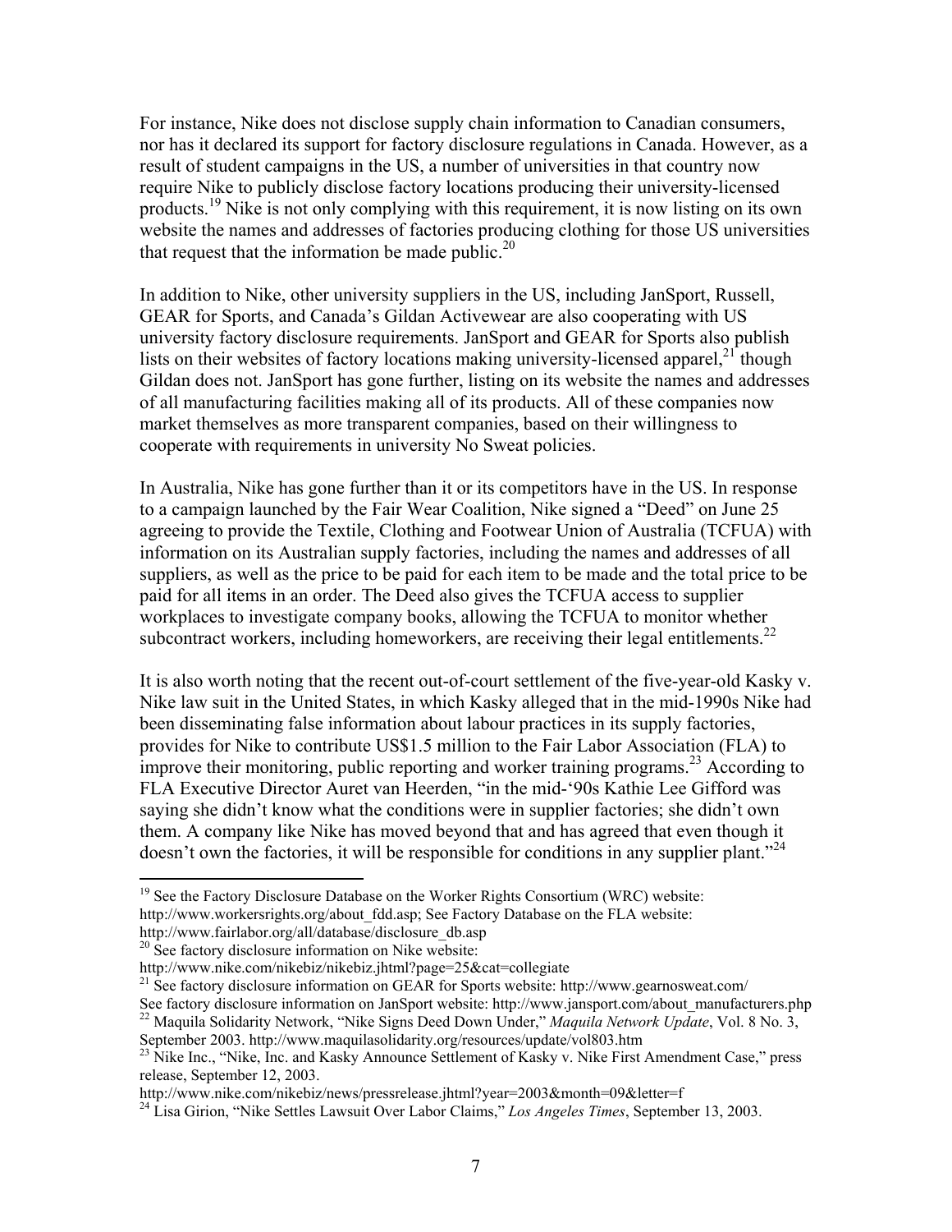For instance, Nike does not disclose supply chain information to Canadian consumers, nor has it declared its support for factory disclosure regulations in Canada. However, as a result of student campaigns in the US, a number of universities in that country now require Nike to publicly disclose factory locations producing their university-licensed products.[19] Nike is not only complying with this requirement, it is now listing on its own website the names and addresses of factories producing clothing for those US universities that request that the information be made public.[20]

In addition to Nike, other university suppliers in the US, including JanSport, Russell, GEAR for Sports, and Canada's Gildan Activewear are also cooperating with US university factory disclosure requirements. JanSport and GEAR for Sports also publish lists on their websites of factory locations making university-licensed apparel,[21] though Gildan does not. JanSport has gone further, listing on its website the names and addresses of all manufacturing facilities making all of its products. All of these companies now market themselves as more transparent companies, based on their willingness to cooperate with requirements in university No Sweat policies.

In Australia, Nike has gone further than it or its competitors have in the US. In response to a campaign launched by the Fair Wear Coalition, Nike signed a "Deed" on June 25 agreeing to provide the Textile, Clothing and Footwear Union of Australia (TCFUA) with information on its Australian supply factories, including the names and addresses of all suppliers, as well as the price to be paid for each item to be made and the total price to be paid for all items in an order. The Deed also gives the TCFUA access to supplier workplaces to investigate company books, allowing the TCFUA to monitor whether subcontract workers, including homeworkers, are receiving their legal entitlements.[22]

It is also worth noting that the recent out-of-court settlement of the five-year-old Kasky v. Nike law suit in the United States, in which Kasky alleged that in the mid-1990s Nike had been disseminating false information about labour practices in its supply factories, provides for Nike to contribute US$1.5 million to the Fair Labor Association (FLA) to improve their monitoring, public reporting and worker training programs.[23] According to FLA Executive Director Auret van Heerden, "in the mid-'90s Kathie Lee Gifford was saying she didn't know what the conditions were in supplier factories; she didn't own them. A company like Nike has moved beyond that and has agreed that even though it doesn't own the factories, it will be responsible for conditions in any supplier plant."[24]

---

[19] See the Factory Disclosure Database on the Worker Rights Consortium (WRC) website: http://www.workersrights.org/about_fdd.asp; See Factory Database on the FLA website: http://www.fairlabor.org/all/database/disclosure_db.asp

[20] See factory disclosure information on Nike website: http://www.nike.com/nikebiz/nikebiz.jhtml?page=25&cat=collegiate

[21] See factory disclosure information on GEAR for Sports website: http://www.gearnosweat.com/ See factory disclosure information on JanSport website: http://www.jansport.com/about_manufacturers.php

[22] Maquila Solidarity Network, "Nike Signs Deed Down Under," *Maquila Network Update*, Vol. 8 No. 3, September 2003. http://www.maquilasolidarity.org/resources/update/vol803.htm

[23] Nike Inc., "Nike, Inc. and Kasky Announce Settlement of Kasky v. Nike First Amendment Case," press release, September 12, 2003. http://www.nike.com/nikebiz/news/pressrelease.jhtml?year=2003&month=09&letter=f

[24] Lisa Girion, "Nike Settles Lawsuit Over Labor Claims," *Los Angeles Times*, September 13, 2003.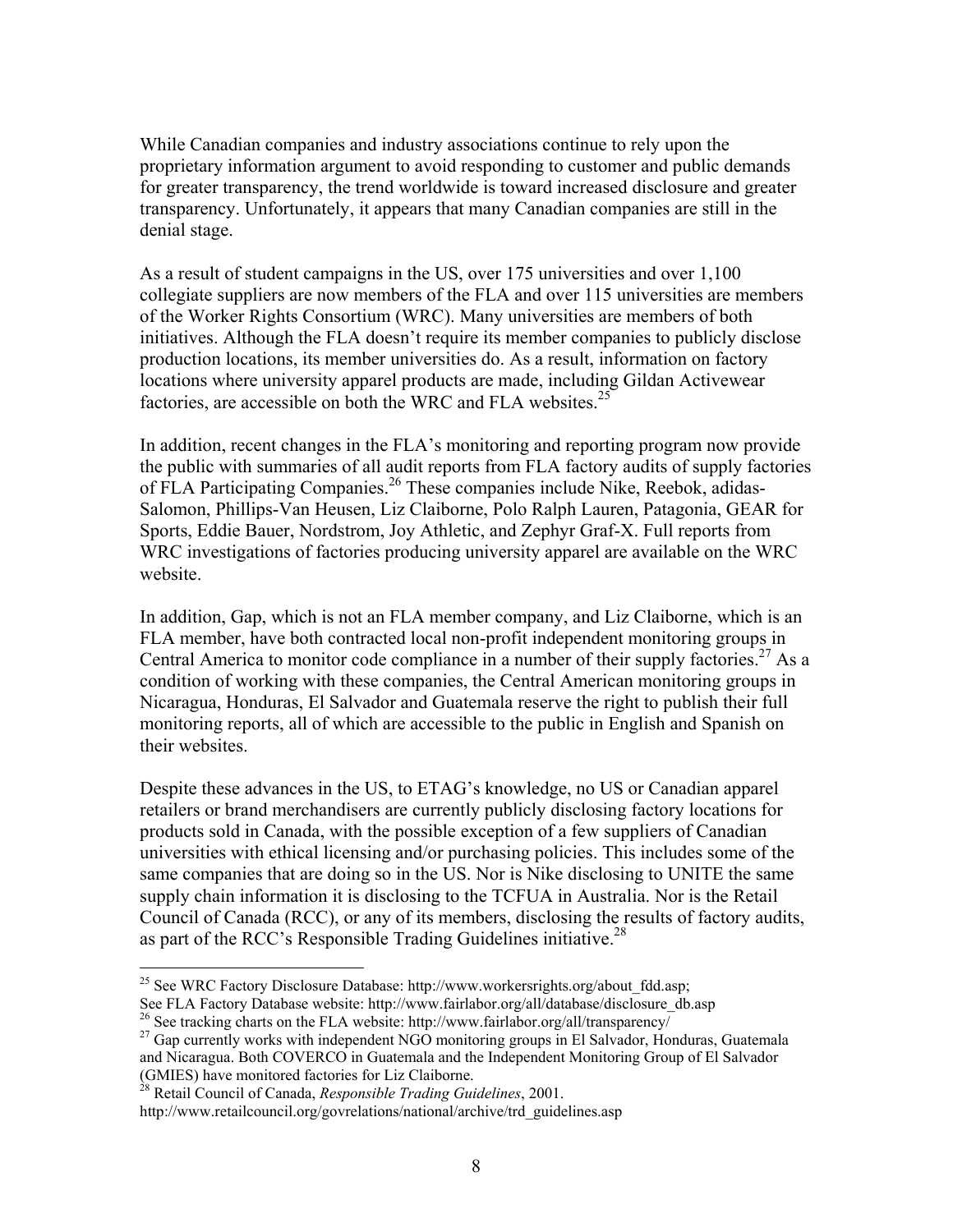While Canadian companies and industry associations continue to rely upon the proprietary information argument to avoid responding to customer and public demands for greater transparency, the trend worldwide is toward increased disclosure and greater transparency. Unfortunately, it appears that many Canadian companies are still in the denial stage.

As a result of student campaigns in the US, over 175 universities and over 1,100 collegiate suppliers are now members of the FLA and over 115 universities are members of the Worker Rights Consortium (WRC). Many universities are members of both initiatives. Although the FLA doesn't require its member companies to publicly disclose production locations, its member universities do. As a result, information on factory locations where university apparel products are made, including Gildan Activewear factories, are accessible on both the WRC and FLA websites.[25]

In addition, recent changes in the FLA's monitoring and reporting program now provide the public with summaries of all audit reports from FLA factory audits of supply factories of FLA Participating Companies.[26] These companies include Nike, Reebok, adidas-Salomon, Phillips-Van Heusen, Liz Claiborne, Polo Ralph Lauren, Patagonia, GEAR for Sports, Eddie Bauer, Nordstrom, Joy Athletic, and Zephyr Graf-X. Full reports from WRC investigations of factories producing university apparel are available on the WRC website.

In addition, Gap, which is not an FLA member company, and Liz Claiborne, which is an FLA member, have both contracted local non-profit independent monitoring groups in Central America to monitor code compliance in a number of their supply factories.[27] As a condition of working with these companies, the Central American monitoring groups in Nicaragua, Honduras, El Salvador and Guatemala reserve the right to publish their full monitoring reports, all of which are accessible to the public in English and Spanish on their websites.

Despite these advances in the US, to ETAG's knowledge, no US or Canadian apparel retailers or brand merchandisers are currently publicly disclosing factory locations for products sold in Canada, with the possible exception of a few suppliers of Canadian universities with ethical licensing and/or purchasing policies. This includes some of the same companies that are doing so in the US. Nor is Nike disclosing to UNITE the same supply chain information it is disclosing to the TCFUA in Australia. Nor is the Retail Council of Canada (RCC), or any of its members, disclosing the results of factory audits, as part of the RCC's Responsible Trading Guidelines initiative.[28]

---

[25] See WRC Factory Disclosure Database: http://www.workersrights.org/about_fdd.asp; See FLA Factory Database website: http://www.fairlabor.org/all/database/disclosure_db.asp

[26] See tracking charts on the FLA website: http://www.fairlabor.org/all/transparency/

[27] Gap currently works with independent NGO monitoring groups in El Salvador, Honduras, Guatemala and Nicaragua. Both COVERCO in Guatemala and the Independent Monitoring Group of El Salvador (GMIES) have monitored factories for Liz Claiborne.

[28] Retail Council of Canada, *Responsible Trading Guidelines*, 2001. http://www.retailcouncil.org/govrelations/national/archive/trd_guidelines.asp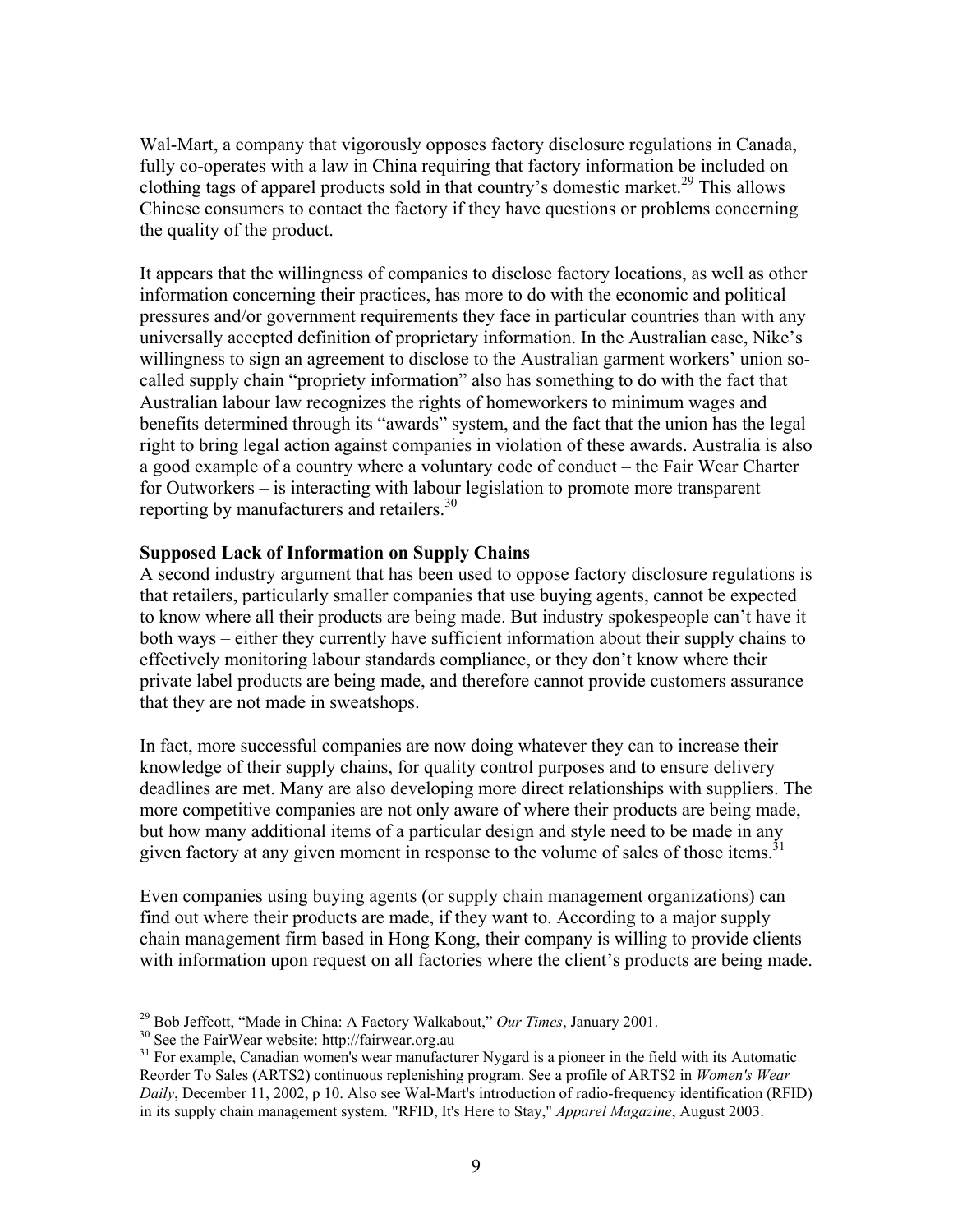Wal-Mart, a company that vigorously opposes factory disclosure regulations in Canada, fully co-operates with a law in China requiring that factory information be included on clothing tags of apparel products sold in that country's domestic market.[29] This allows Chinese consumers to contact the factory if they have questions or problems concerning the quality of the product.

It appears that the willingness of companies to disclose factory locations, as well as other information concerning their practices, has more to do with the economic and political pressures and/or government requirements they face in particular countries than with any universally accepted definition of proprietary information. In the Australian case, Nike's willingness to sign an agreement to disclose to the Australian garment workers' union so-called supply chain "propriety information" also has something to do with the fact that Australian labour law recognizes the rights of homeworkers to minimum wages and benefits determined through its "awards" system, and the fact that the union has the legal right to bring legal action against companies in violation of these awards. Australia is also a good example of a country where a voluntary code of conduct – the Fair Wear Charter for Outworkers – is interacting with labour legislation to promote more transparent reporting by manufacturers and retailers.[30]

**Supposed Lack of Information on Supply Chains**

A second industry argument that has been used to oppose factory disclosure regulations is that retailers, particularly smaller companies that use buying agents, cannot be expected to know where all their products are being made. But industry spokespeople can't have it both ways – either they currently have sufficient information about their supply chains to effectively monitoring labour standards compliance, or they don't know where their private label products are being made, and therefore cannot provide customers assurance that they are not made in sweatshops.

In fact, more successful companies are now doing whatever they can to increase their knowledge of their supply chains, for quality control purposes and to ensure delivery deadlines are met. Many are also developing more direct relationships with suppliers. The more competitive companies are not only aware of where their products are being made, but how many additional items of a particular design and style need to be made in any given factory at any given moment in response to the volume of sales of those items.[31]

Even companies using buying agents (or supply chain management organizations) can find out where their products are made, if they want to. According to a major supply chain management firm based in Hong Kong, their company is willing to provide clients with information upon request on all factories where the client's products are being made.

---

[29] Bob Jeffcott, "Made in China: A Factory Walkabout," *Our Times*, January 2001.

[30] See the FairWear website: http://fairwear.org.au

[31] For example, Canadian women's wear manufacturer Nygard is a pioneer in the field with its Automatic Reorder To Sales (ARTS2) continuous replenishing program. See a profile of ARTS2 in *Women's Wear Daily*, December 11, 2002, p 10. Also see Wal-Mart's introduction of radio-frequency identification (RFID) in its supply chain management system. "RFID, It's Here to Stay," *Apparel Magazine*, August 2003.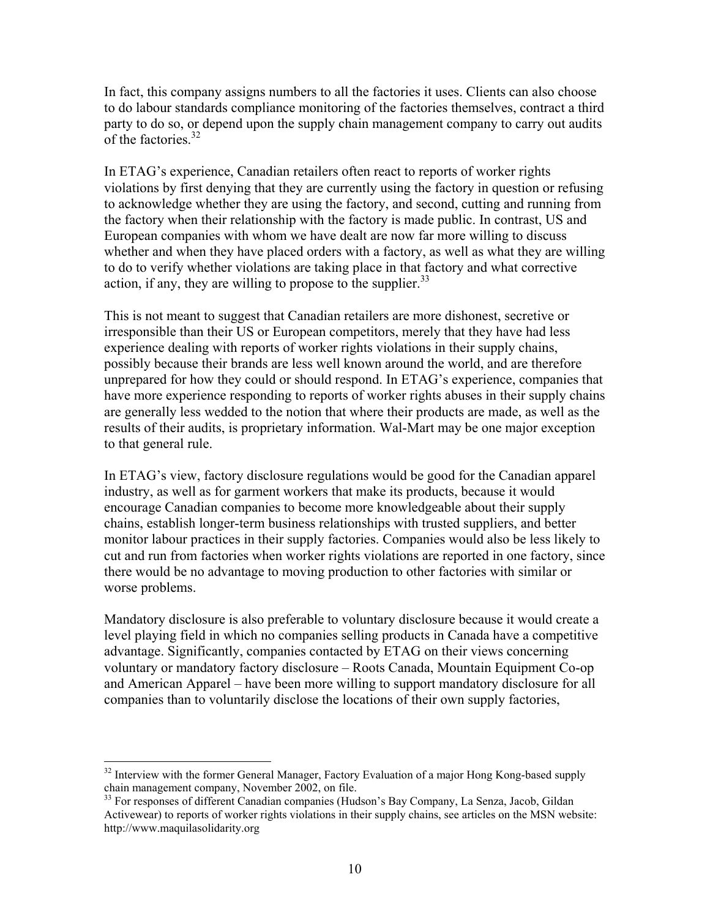In fact, this company assigns numbers to all the factories it uses. Clients can also choose to do labour standards compliance monitoring of the factories themselves, contract a third party to do so, or depend upon the supply chain management company to carry out audits of the factories.[32]

In ETAG's experience, Canadian retailers often react to reports of worker rights violations by first denying that they are currently using the factory in question or refusing to acknowledge whether they are using the factory, and second, cutting and running from the factory when their relationship with the factory is made public. In contrast, US and European companies with whom we have dealt are now far more willing to discuss whether and when they have placed orders with a factory, as well as what they are willing to do to verify whether violations are taking place in that factory and what corrective action, if any, they are willing to propose to the supplier.[33]

This is not meant to suggest that Canadian retailers are more dishonest, secretive or irresponsible than their US or European competitors, merely that they have had less experience dealing with reports of worker rights violations in their supply chains, possibly because their brands are less well known around the world, and are therefore unprepared for how they could or should respond. In ETAG's experience, companies that have more experience responding to reports of worker rights abuses in their supply chains are generally less wedded to the notion that where their products are made, as well as the results of their audits, is proprietary information. Wal-Mart may be one major exception to that general rule.

In ETAG's view, factory disclosure regulations would be good for the Canadian apparel industry, as well as for garment workers that make its products, because it would encourage Canadian companies to become more knowledgeable about their supply chains, establish longer-term business relationships with trusted suppliers, and better monitor labour practices in their supply factories. Companies would also be less likely to cut and run from factories when worker rights violations are reported in one factory, since there would be no advantage to moving production to other factories with similar or worse problems.

Mandatory disclosure is also preferable to voluntary disclosure because it would create a level playing field in which no companies selling products in Canada have a competitive advantage. Significantly, companies contacted by ETAG on their views concerning voluntary or mandatory factory disclosure – Roots Canada, Mountain Equipment Co-op and American Apparel – have been more willing to support mandatory disclosure for all companies than to voluntarily disclose the locations of their own supply factories,

---

[32] Interview with the former General Manager, Factory Evaluation of a major Hong Kong-based supply chain management company, November 2002, on file.

[33] For responses of different Canadian companies (Hudson's Bay Company, La Senza, Jacob, Gildan Activewear) to reports of worker rights violations in their supply chains, see articles on the MSN website: http://www.maquilasolidarity.org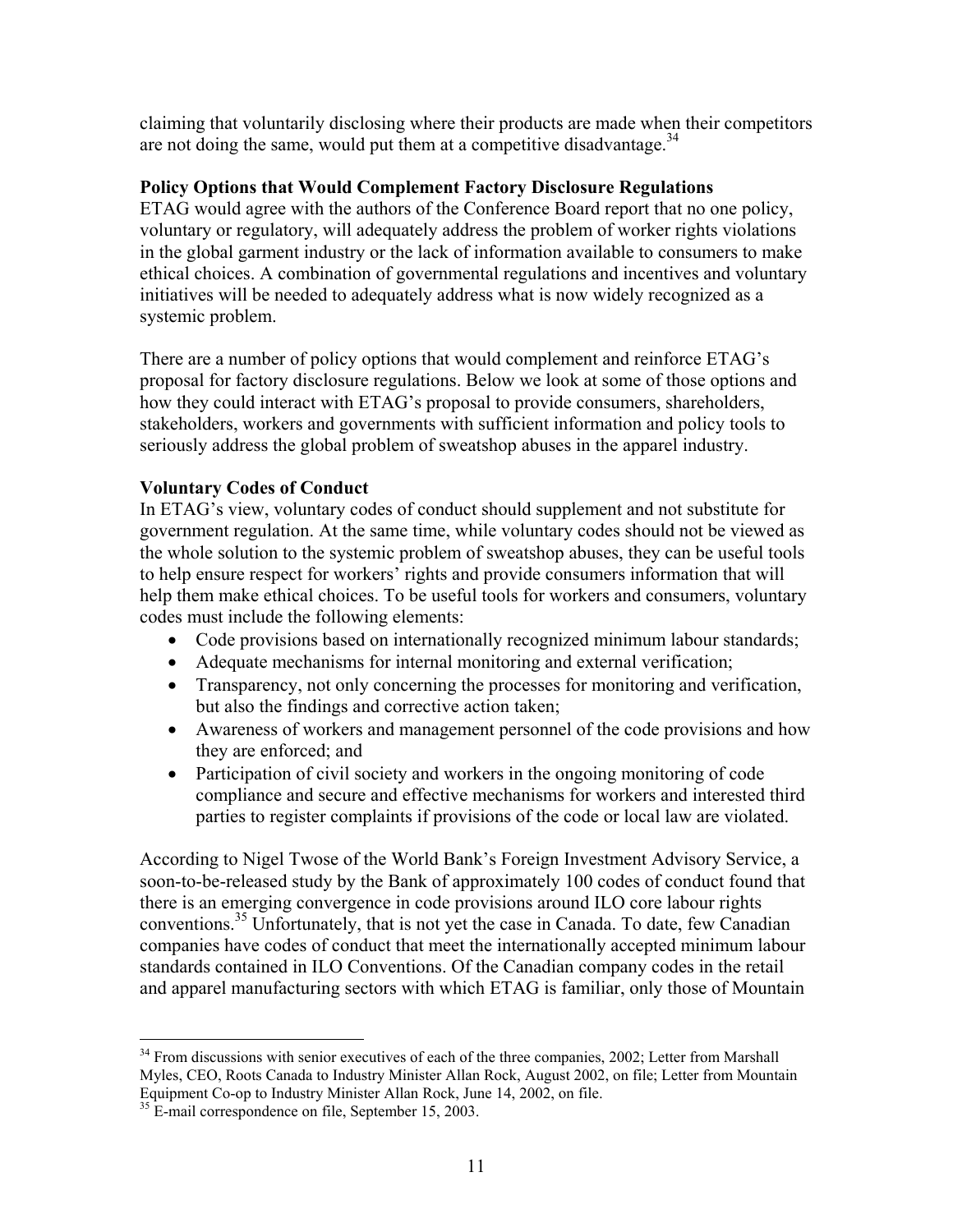claiming that voluntarily disclosing where their products are made when their competitors are not doing the same, would put them at a competitive disadvantage.[34]

**Policy Options that Would Complement Factory Disclosure Regulations**

ETAG would agree with the authors of the Conference Board report that no one policy, voluntary or regulatory, will adequately address the problem of worker rights violations in the global garment industry or the lack of information available to consumers to make ethical choices. A combination of governmental regulations and incentives and voluntary initiatives will be needed to adequately address what is now widely recognized as a systemic problem.

There are a number of policy options that would complement and reinforce ETAG's proposal for factory disclosure regulations. Below we look at some of those options and how they could interact with ETAG's proposal to provide consumers, shareholders, stakeholders, workers and governments with sufficient information and policy tools to seriously address the global problem of sweatshop abuses in the apparel industry.

**Voluntary Codes of Conduct**

In ETAG's view, voluntary codes of conduct should supplement and not substitute for government regulation. At the same time, while voluntary codes should not be viewed as the whole solution to the systemic problem of sweatshop abuses, they can be useful tools to help ensure respect for workers' rights and provide consumers information that will help them make ethical choices. To be useful tools for workers and consumers, voluntary codes must include the following elements:

- Code provisions based on internationally recognized minimum labour standards;
- Adequate mechanisms for internal monitoring and external verification;
- Transparency, not only concerning the processes for monitoring and verification, but also the findings and corrective action taken;
- Awareness of workers and management personnel of the code provisions and how they are enforced; and
- Participation of civil society and workers in the ongoing monitoring of code compliance and secure and effective mechanisms for workers and interested third parties to register complaints if provisions of the code or local law are violated.

According to Nigel Twose of the World Bank's Foreign Investment Advisory Service, a soon-to-be-released study by the Bank of approximately 100 codes of conduct found that there is an emerging convergence in code provisions around ILO core labour rights conventions.[35] Unfortunately, that is not yet the case in Canada. To date, few Canadian companies have codes of conduct that meet the internationally accepted minimum labour standards contained in ILO Conventions. Of the Canadian company codes in the retail and apparel manufacturing sectors with which ETAG is familiar, only those of Mountain

---

[34] From discussions with senior executives of each of the three companies, 2002; Letter from Marshall Myles, CEO, Roots Canada to Industry Minister Allan Rock, August 2002, on file; Letter from Mountain Equipment Co-op to Industry Minister Allan Rock, June 14, 2002, on file.

[35] E-mail correspondence on file, September 15, 2003.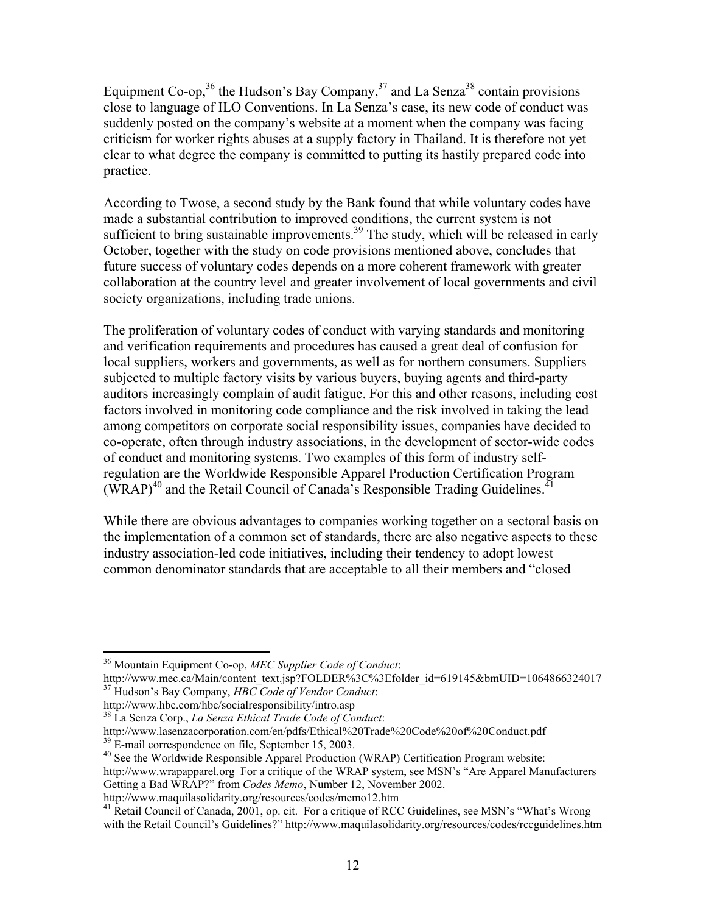Equipment Co-op,[36] the Hudson's Bay Company,[37] and La Senza[38] contain provisions close to language of ILO Conventions. In La Senza's case, its new code of conduct was suddenly posted on the company's website at a moment when the company was facing criticism for worker rights abuses at a supply factory in Thailand. It is therefore not yet clear to what degree the company is committed to putting its hastily prepared code into practice.

According to Twose, a second study by the Bank found that while voluntary codes have made a substantial contribution to improved conditions, the current system is not sufficient to bring sustainable improvements.[39] The study, which will be released in early October, together with the study on code provisions mentioned above, concludes that future success of voluntary codes depends on a more coherent framework with greater collaboration at the country level and greater involvement of local governments and civil society organizations, including trade unions.

The proliferation of voluntary codes of conduct with varying standards and monitoring and verification requirements and procedures has caused a great deal of confusion for local suppliers, workers and governments, as well as for northern consumers. Suppliers subjected to multiple factory visits by various buyers, buying agents and third-party auditors increasingly complain of audit fatigue. For this and other reasons, including cost factors involved in monitoring code compliance and the risk involved in taking the lead among competitors on corporate social responsibility issues, companies have decided to co-operate, often through industry associations, in the development of sector-wide codes of conduct and monitoring systems. Two examples of this form of industry self-regulation are the Worldwide Responsible Apparel Production Certification Program (WRAP)[40] and the Retail Council of Canada's Responsible Trading Guidelines.[41]

While there are obvious advantages to companies working together on a sectoral basis on the implementation of a common set of standards, there are also negative aspects to these industry association-led code initiatives, including their tendency to adopt lowest common denominator standards that are acceptable to all their members and "closed

---

[36] Mountain Equipment Co-op, *MEC Supplier Code of Conduct*: http://www.mec.ca/Main/content_text.jsp?FOLDER%3C%3Efolder_id=619145&bmUID=1064866324017

[37] Hudson's Bay Company, *HBC Code of Vendor Conduct*: http://www.hbc.com/hbc/socialresponsibility/intro.asp

[38] La Senza Corp., *La Senza Ethical Trade Code of Conduct*: http://www.lasenzacorporation.com/en/pdfs/Ethical%20Trade%20Code%20of%20Conduct.pdf

[39] E-mail correspondence on file, September 15, 2003.

[40] See the Worldwide Responsible Apparel Production (WRAP) Certification Program website: http://www.wrapapparel.org For a critique of the WRAP system, see MSN's "Are Apparel Manufacturers Getting a Bad WRAP?" from *Codes Memo*, Number 12, November 2002. http://www.maquilasolidarity.org/resources/codes/memo12.htm

[41] Retail Council of Canada, 2001, op. cit. For a critique of RCC Guidelines, see MSN's "What's Wrong with the Retail Council's Guidelines?" http://www.maquilasolidarity.org/resources/codes/rccguidelines.htm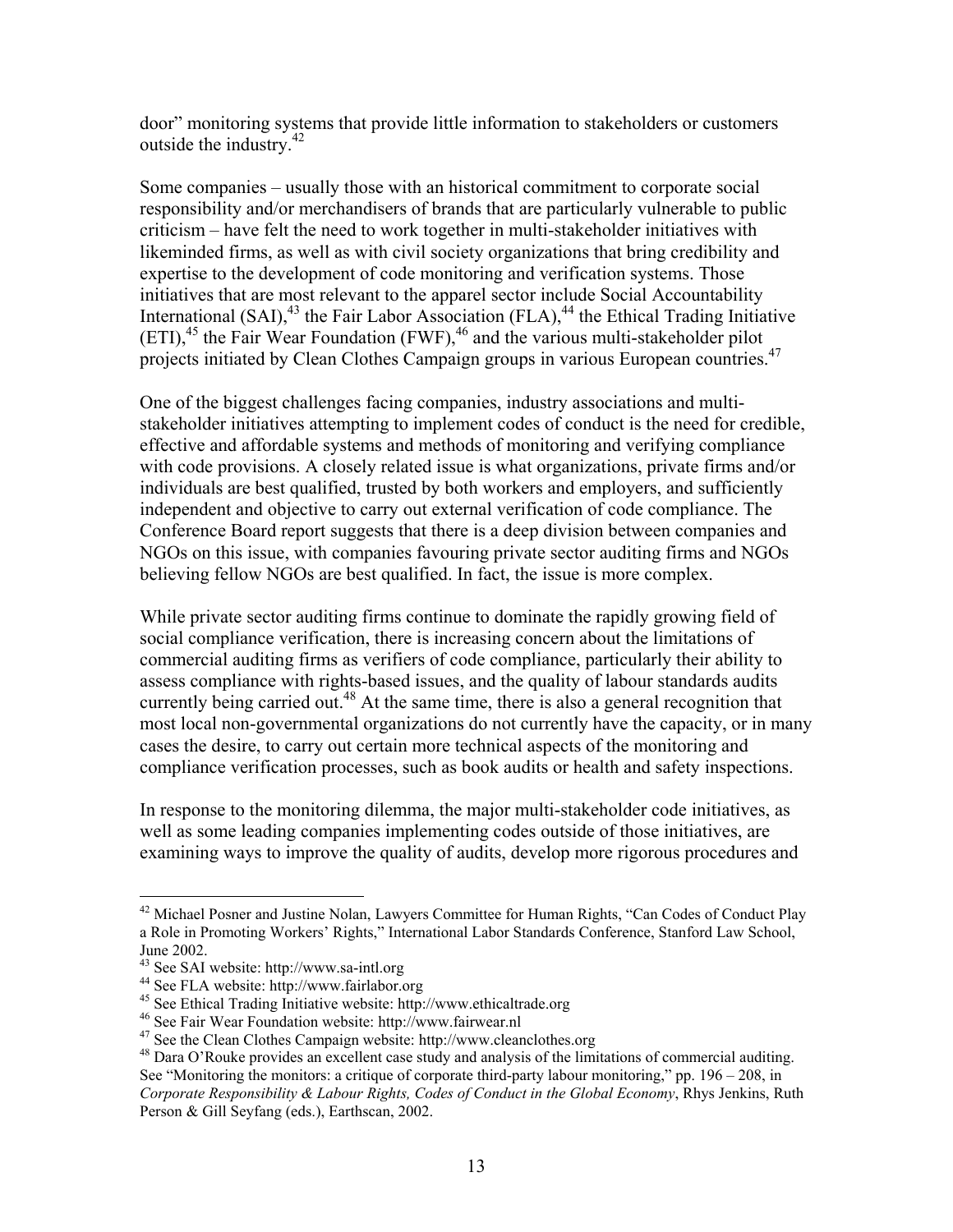door" monitoring systems that provide little information to stakeholders or customers outside the industry.[42]

Some companies – usually those with an historical commitment to corporate social responsibility and/or merchandisers of brands that are particularly vulnerable to public criticism – have felt the need to work together in multi-stakeholder initiatives with likeminded firms, as well as with civil society organizations that bring credibility and expertise to the development of code monitoring and verification systems. Those initiatives that are most relevant to the apparel sector include Social Accountability International (SAI),[43] the Fair Labor Association (FLA),[44] the Ethical Trading Initiative (ETI),[45] the Fair Wear Foundation (FWF),[46] and the various multi-stakeholder pilot projects initiated by Clean Clothes Campaign groups in various European countries.[47]

One of the biggest challenges facing companies, industry associations and multi-stakeholder initiatives attempting to implement codes of conduct is the need for credible, effective and affordable systems and methods of monitoring and verifying compliance with code provisions. A closely related issue is what organizations, private firms and/or individuals are best qualified, trusted by both workers and employers, and sufficiently independent and objective to carry out external verification of code compliance. The Conference Board report suggests that there is a deep division between companies and NGOs on this issue, with companies favouring private sector auditing firms and NGOs believing fellow NGOs are best qualified. In fact, the issue is more complex.

While private sector auditing firms continue to dominate the rapidly growing field of social compliance verification, there is increasing concern about the limitations of commercial auditing firms as verifiers of code compliance, particularly their ability to assess compliance with rights-based issues, and the quality of labour standards audits currently being carried out.[48] At the same time, there is also a general recognition that most local non-governmental organizations do not currently have the capacity, or in many cases the desire, to carry out certain more technical aspects of the monitoring and compliance verification processes, such as book audits or health and safety inspections.

In response to the monitoring dilemma, the major multi-stakeholder code initiatives, as well as some leading companies implementing codes outside of those initiatives, are examining ways to improve the quality of audits, develop more rigorous procedures and

---

[42] Michael Posner and Justine Nolan, Lawyers Committee for Human Rights, "Can Codes of Conduct Play a Role in Promoting Workers' Rights," International Labor Standards Conference, Stanford Law School, June 2002.

[43] See SAI website: http://www.sa-intl.org

[44] See FLA website: http://www.fairlabor.org

[45] See Ethical Trading Initiative website: http://www.ethicaltrade.org

[46] See Fair Wear Foundation website: http://www.fairwear.nl

[47] See the Clean Clothes Campaign website: http://www.cleanclothes.org

[48] Dara O'Rouke provides an excellent case study and analysis of the limitations of commercial auditing. See "Monitoring the monitors: a critique of corporate third-party labour monitoring," pp. 196 – 208, in *Corporate Responsibility & Labour Rights, Codes of Conduct in the Global Economy*, Rhys Jenkins, Ruth Person & Gill Seyfang (eds.), Earthscan, 2002.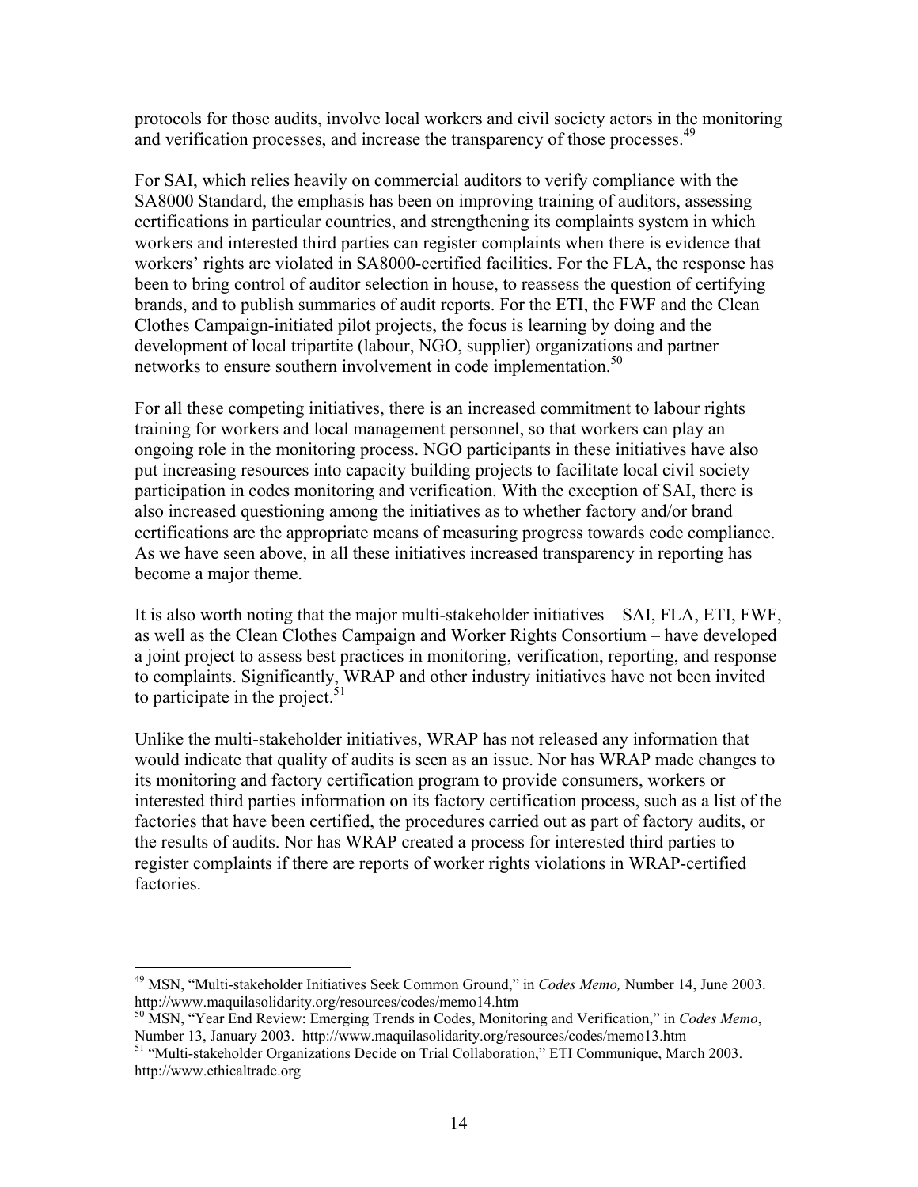protocols for those audits, involve local workers and civil society actors in the monitoring and verification processes, and increase the transparency of those processes.[49]

For SAI, which relies heavily on commercial auditors to verify compliance with the SA8000 Standard, the emphasis has been on improving training of auditors, assessing certifications in particular countries, and strengthening its complaints system in which workers and interested third parties can register complaints when there is evidence that workers' rights are violated in SA8000-certified facilities. For the FLA, the response has been to bring control of auditor selection in house, to reassess the question of certifying brands, and to publish summaries of audit reports. For the ETI, the FWF and the Clean Clothes Campaign-initiated pilot projects, the focus is learning by doing and the development of local tripartite (labour, NGO, supplier) organizations and partner networks to ensure southern involvement in code implementation.[50]

For all these competing initiatives, there is an increased commitment to labour rights training for workers and local management personnel, so that workers can play an ongoing role in the monitoring process. NGO participants in these initiatives have also put increasing resources into capacity building projects to facilitate local civil society participation in codes monitoring and verification. With the exception of SAI, there is also increased questioning among the initiatives as to whether factory and/or brand certifications are the appropriate means of measuring progress towards code compliance. As we have seen above, in all these initiatives increased transparency in reporting has become a major theme.

It is also worth noting that the major multi-stakeholder initiatives – SAI, FLA, ETI, FWF, as well as the Clean Clothes Campaign and Worker Rights Consortium – have developed a joint project to assess best practices in monitoring, verification, reporting, and response to complaints. Significantly, WRAP and other industry initiatives have not been invited to participate in the project.[51]

Unlike the multi-stakeholder initiatives, WRAP has not released any information that would indicate that quality of audits is seen as an issue. Nor has WRAP made changes to its monitoring and factory certification program to provide consumers, workers or interested third parties information on its factory certification process, such as a list of the factories that have been certified, the procedures carried out as part of factory audits, or the results of audits. Nor has WRAP created a process for interested third parties to register complaints if there are reports of worker rights violations in WRAP-certified factories.

---

[49] MSN, "Multi-stakeholder Initiatives Seek Common Ground," in *Codes Memo,* Number 14, June 2003. http://www.maquilasolidarity.org/resources/codes/memo14.htm

[50] MSN, "Year End Review: Emerging Trends in Codes, Monitoring and Verification," in *Codes Memo*, Number 13, January 2003. http://www.maquilasolidarity.org/resources/codes/memo13.htm

[51] "Multi-stakeholder Organizations Decide on Trial Collaboration," ETI Communique, March 2003. http://www.ethicaltrade.org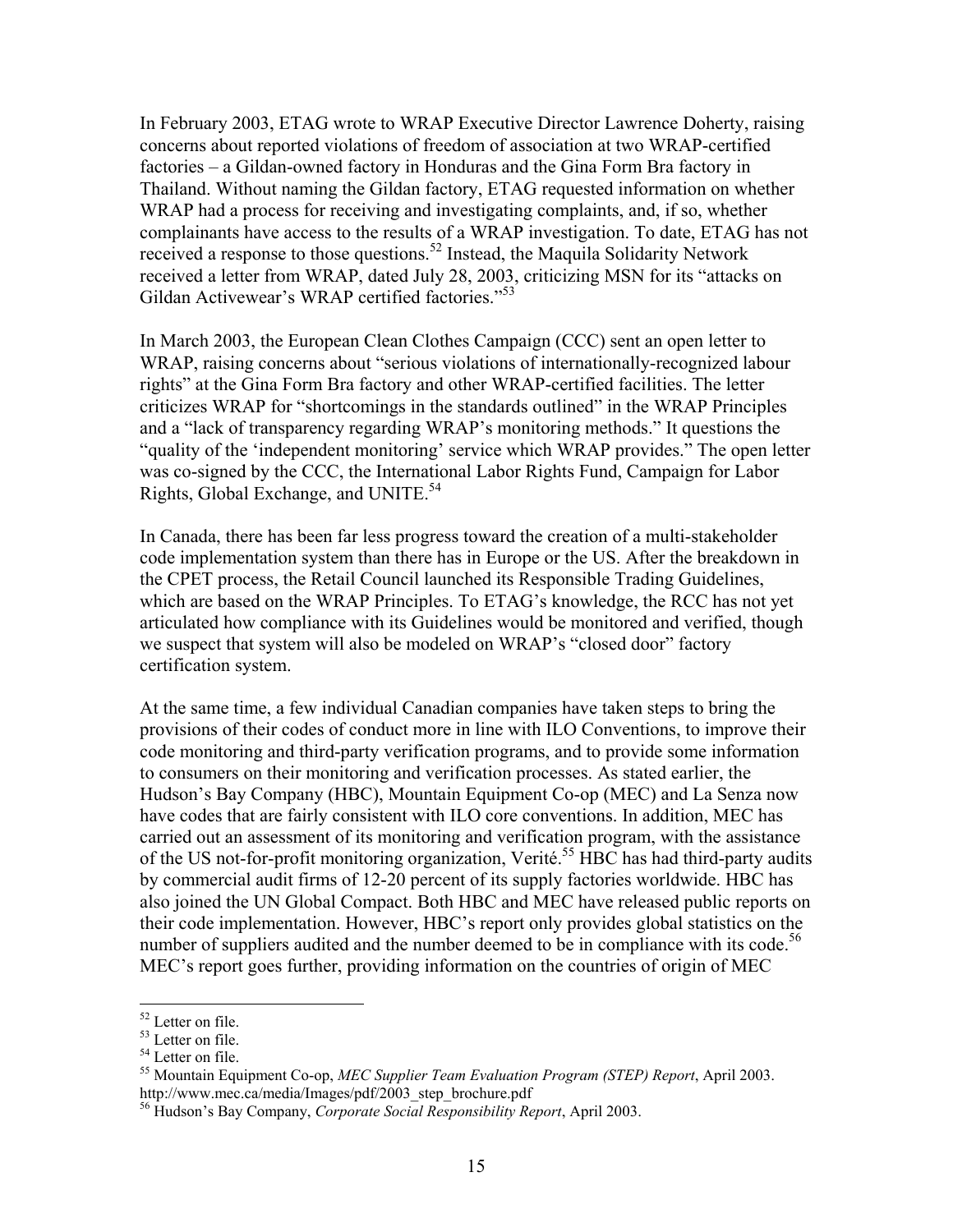In February 2003, ETAG wrote to WRAP Executive Director Lawrence Doherty, raising concerns about reported violations of freedom of association at two WRAP-certified factories – a Gildan-owned factory in Honduras and the Gina Form Bra factory in Thailand. Without naming the Gildan factory, ETAG requested information on whether WRAP had a process for receiving and investigating complaints, and, if so, whether complainants have access to the results of a WRAP investigation. To date, ETAG has not received a response to those questions.[52] Instead, the Maquila Solidarity Network received a letter from WRAP, dated July 28, 2003, criticizing MSN for its "attacks on Gildan Activewear's WRAP certified factories."[53]

In March 2003, the European Clean Clothes Campaign (CCC) sent an open letter to WRAP, raising concerns about "serious violations of internationally-recognized labour rights" at the Gina Form Bra factory and other WRAP-certified facilities. The letter criticizes WRAP for "shortcomings in the standards outlined" in the WRAP Principles and a "lack of transparency regarding WRAP's monitoring methods." It questions the "quality of the 'independent monitoring' service which WRAP provides." The open letter was co-signed by the CCC, the International Labor Rights Fund, Campaign for Labor Rights, Global Exchange, and UNITE.[54]

In Canada, there has been far less progress toward the creation of a multi-stakeholder code implementation system than there has in Europe or the US. After the breakdown in the CPET process, the Retail Council launched its Responsible Trading Guidelines, which are based on the WRAP Principles. To ETAG's knowledge, the RCC has not yet articulated how compliance with its Guidelines would be monitored and verified, though we suspect that system will also be modeled on WRAP's "closed door" factory certification system.

At the same time, a few individual Canadian companies have taken steps to bring the provisions of their codes of conduct more in line with ILO Conventions, to improve their code monitoring and third-party verification programs, and to provide some information to consumers on their monitoring and verification processes. As stated earlier, the Hudson's Bay Company (HBC), Mountain Equipment Co-op (MEC) and La Senza now have codes that are fairly consistent with ILO core conventions. In addition, MEC has carried out an assessment of its monitoring and verification program, with the assistance of the US not-for-profit monitoring organization, Verité.[55] HBC has had third-party audits by commercial audit firms of 12-20 percent of its supply factories worldwide. HBC has also joined the UN Global Compact. Both HBC and MEC have released public reports on their code implementation. However, HBC's report only provides global statistics on the number of suppliers audited and the number deemed to be in compliance with its code.[56] MEC's report goes further, providing information on the countries of origin of MEC

---

[52] Letter on file.

[53] Letter on file.

[54] Letter on file.

[55] Mountain Equipment Co-op, *MEC Supplier Team Evaluation Program (STEP) Report*, April 2003. http://www.mec.ca/media/Images/pdf/2003_step_brochure.pdf

[56] Hudson's Bay Company, *Corporate Social Responsibility Report*, April 2003.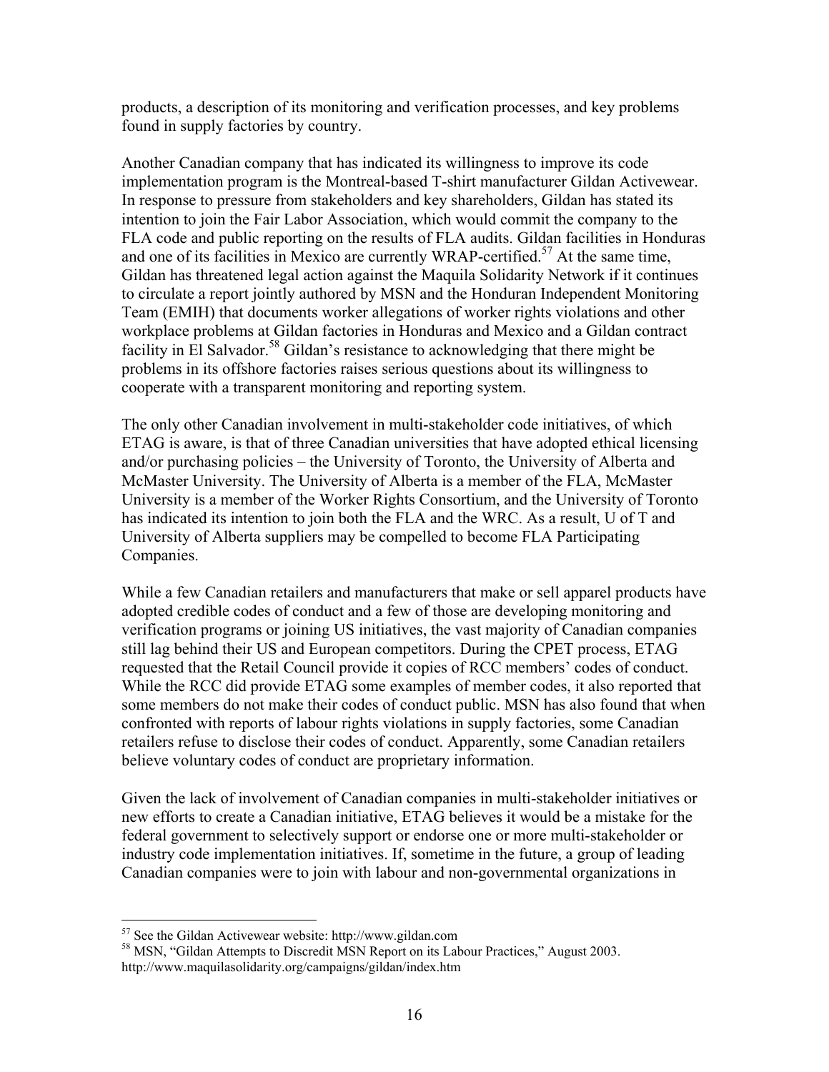products, a description of its monitoring and verification processes, and key problems found in supply factories by country.

Another Canadian company that has indicated its willingness to improve its code implementation program is the Montreal-based T-shirt manufacturer Gildan Activewear. In response to pressure from stakeholders and key shareholders, Gildan has stated its intention to join the Fair Labor Association, which would commit the company to the FLA code and public reporting on the results of FLA audits. Gildan facilities in Honduras and one of its facilities in Mexico are currently WRAP-certified.[57] At the same time, Gildan has threatened legal action against the Maquila Solidarity Network if it continues to circulate a report jointly authored by MSN and the Honduran Independent Monitoring Team (EMIH) that documents worker allegations of worker rights violations and other workplace problems at Gildan factories in Honduras and Mexico and a Gildan contract facility in El Salvador.[58] Gildan's resistance to acknowledging that there might be problems in its offshore factories raises serious questions about its willingness to cooperate with a transparent monitoring and reporting system.

The only other Canadian involvement in multi-stakeholder code initiatives, of which ETAG is aware, is that of three Canadian universities that have adopted ethical licensing and/or purchasing policies – the University of Toronto, the University of Alberta and McMaster University. The University of Alberta is a member of the FLA, McMaster University is a member of the Worker Rights Consortium, and the University of Toronto has indicated its intention to join both the FLA and the WRC. As a result, U of T and University of Alberta suppliers may be compelled to become FLA Participating Companies.

While a few Canadian retailers and manufacturers that make or sell apparel products have adopted credible codes of conduct and a few of those are developing monitoring and verification programs or joining US initiatives, the vast majority of Canadian companies still lag behind their US and European competitors. During the CPET process, ETAG requested that the Retail Council provide it copies of RCC members' codes of conduct. While the RCC did provide ETAG some examples of member codes, it also reported that some members do not make their codes of conduct public. MSN has also found that when confronted with reports of labour rights violations in supply factories, some Canadian retailers refuse to disclose their codes of conduct. Apparently, some Canadian retailers believe voluntary codes of conduct are proprietary information.

Given the lack of involvement of Canadian companies in multi-stakeholder initiatives or new efforts to create a Canadian initiative, ETAG believes it would be a mistake for the federal government to selectively support or endorse one or more multi-stakeholder or industry code implementation initiatives. If, sometime in the future, a group of leading Canadian companies were to join with labour and non-governmental organizations in

[57] See the Gildan Activewear website: http://www.gildan.com

[58] MSN, "Gildan Attempts to Discredit MSN Report on its Labour Practices," August 2003. http://www.maquilasolidarity.org/campaigns/gildan/index.htm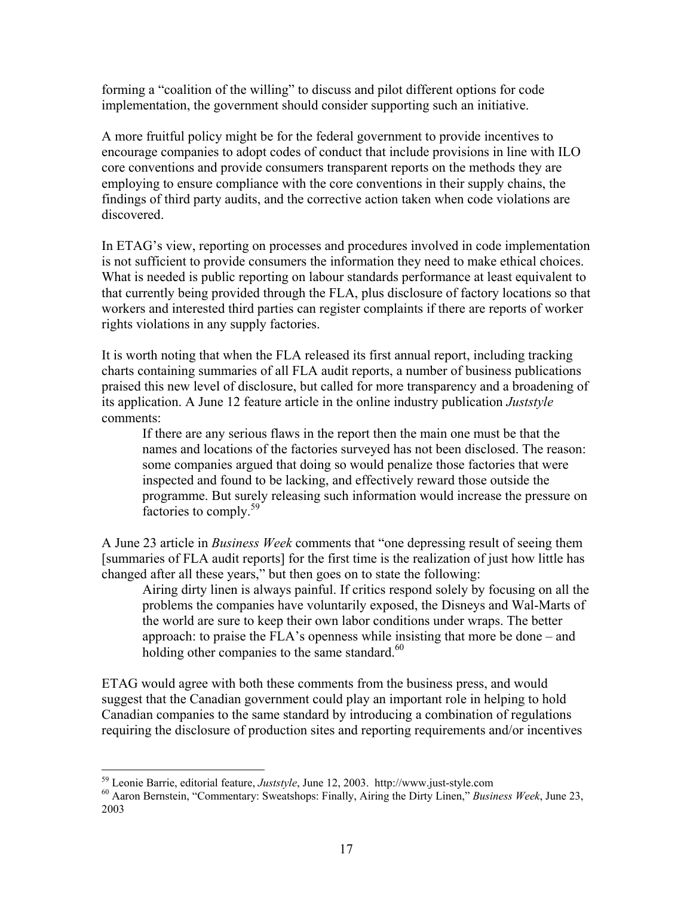forming a "coalition of the willing" to discuss and pilot different options for code implementation, the government should consider supporting such an initiative.

A more fruitful policy might be for the federal government to provide incentives to encourage companies to adopt codes of conduct that include provisions in line with ILO core conventions and provide consumers transparent reports on the methods they are employing to ensure compliance with the core conventions in their supply chains, the findings of third party audits, and the corrective action taken when code violations are discovered.

In ETAG's view, reporting on processes and procedures involved in code implementation is not sufficient to provide consumers the information they need to make ethical choices. What is needed is public reporting on labour standards performance at least equivalent to that currently being provided through the FLA, plus disclosure of factory locations so that workers and interested third parties can register complaints if there are reports of worker rights violations in any supply factories.

It is worth noting that when the FLA released its first annual report, including tracking charts containing summaries of all FLA audit reports, a number of business publications praised this new level of disclosure, but called for more transparency and a broadening of its application. A June 12 feature article in the online industry publication *Juststyle* comments:

> If there are any serious flaws in the report then the main one must be that the names and locations of the factories surveyed has not been disclosed. The reason: some companies argued that doing so would penalize those factories that were inspected and found to be lacking, and effectively reward those outside the programme. But surely releasing such information would increase the pressure on factories to comply.[59]

A June 23 article in *Business Week* comments that "one depressing result of seeing them [summaries of FLA audit reports] for the first time is the realization of just how little has changed after all these years," but then goes on to state the following:

> Airing dirty linen is always painful. If critics respond solely by focusing on all the problems the companies have voluntarily exposed, the Disneys and Wal-Marts of the world are sure to keep their own labor conditions under wraps. The better approach: to praise the FLA's openness while insisting that more be done – and holding other companies to the same standard.[60]

ETAG would agree with both these comments from the business press, and would suggest that the Canadian government could play an important role in helping to hold Canadian companies to the same standard by introducing a combination of regulations requiring the disclosure of production sites and reporting requirements and/or incentives

---

[59] Leonie Barrie, editorial feature, *Juststyle*, June 12, 2003. http://www.just-style.com

[60] Aaron Bernstein, "Commentary: Sweatshops: Finally, Airing the Dirty Linen," *Business Week*, June 23, 2003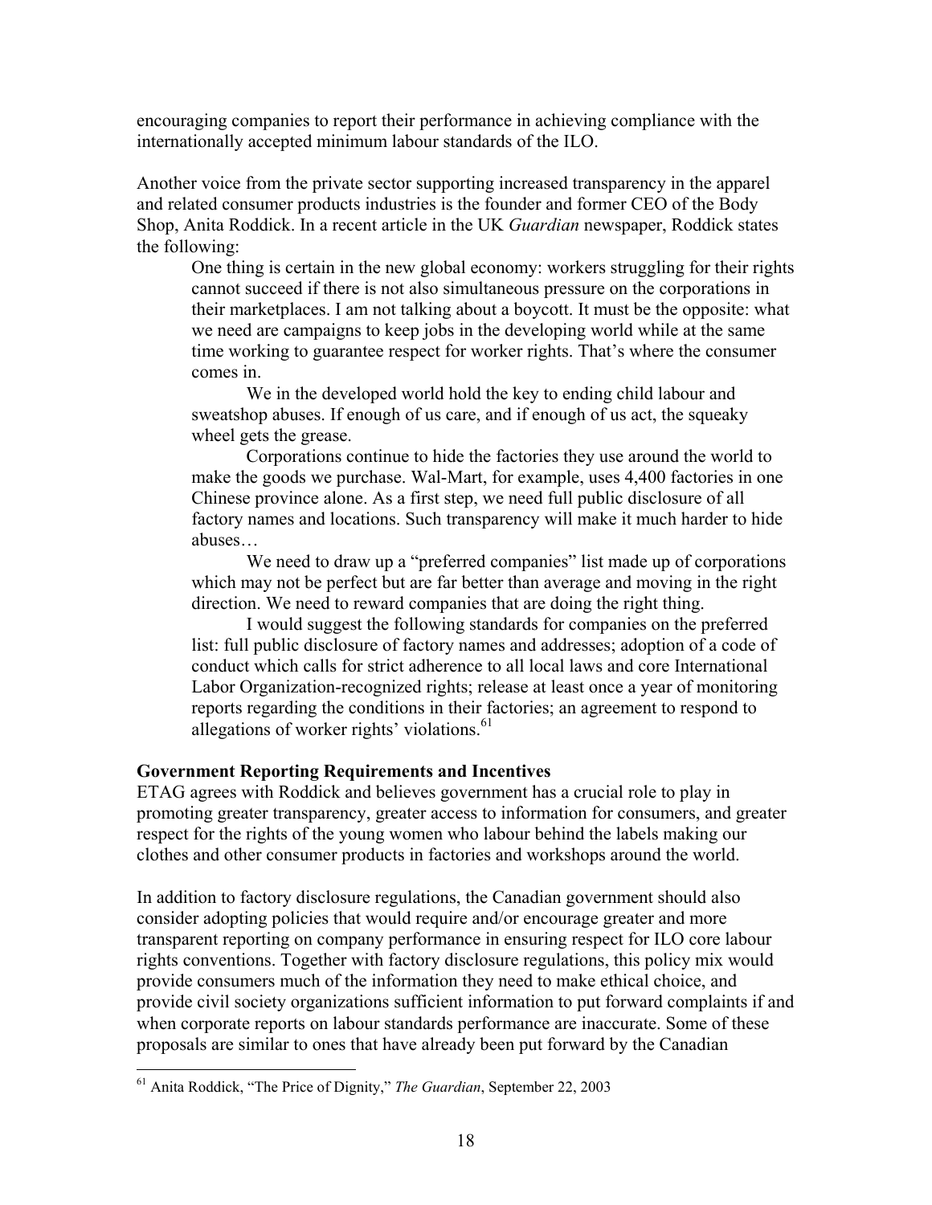encouraging companies to report their performance in achieving compliance with the internationally accepted minimum labour standards of the ILO.

Another voice from the private sector supporting increased transparency in the apparel and related consumer products industries is the founder and former CEO of the Body Shop, Anita Roddick. In a recent article in the UK *Guardian* newspaper, Roddick states the following:

> One thing is certain in the new global economy: workers struggling for their rights cannot succeed if there is not also simultaneous pressure on the corporations in their marketplaces. I am not talking about a boycott. It must be the opposite: what we need are campaigns to keep jobs in the developing world while at the same time working to guarantee respect for worker rights. That's where the consumer comes in.
>
> We in the developed world hold the key to ending child labour and sweatshop abuses. If enough of us care, and if enough of us act, the squeaky wheel gets the grease.
>
> Corporations continue to hide the factories they use around the world to make the goods we purchase. Wal-Mart, for example, uses 4,400 factories in one Chinese province alone. As a first step, we need full public disclosure of all factory names and locations. Such transparency will make it much harder to hide abuses…
>
> We need to draw up a "preferred companies" list made up of corporations which may not be perfect but are far better than average and moving in the right direction. We need to reward companies that are doing the right thing.
>
> I would suggest the following standards for companies on the preferred list: full public disclosure of factory names and addresses; adoption of a code of conduct which calls for strict adherence to all local laws and core International Labor Organization-recognized rights; release at least once a year of monitoring reports regarding the conditions in their factories; an agreement to respond to allegations of worker rights' violations.[61]

### Government Reporting Requirements and Incentives

ETAG agrees with Roddick and believes government has a crucial role to play in promoting greater transparency, greater access to information for consumers, and greater respect for the rights of the young women who labour behind the labels making our clothes and other consumer products in factories and workshops around the world.

In addition to factory disclosure regulations, the Canadian government should also consider adopting policies that would require and/or encourage greater and more transparent reporting on company performance in ensuring respect for ILO core labour rights conventions. Together with factory disclosure regulations, this policy mix would provide consumers much of the information they need to make ethical choice, and provide civil society organizations sufficient information to put forward complaints if and when corporate reports on labour standards performance are inaccurate. Some of these proposals are similar to ones that have already been put forward by the Canadian

---

[61] Anita Roddick, "The Price of Dignity," *The Guardian*, September 22, 2003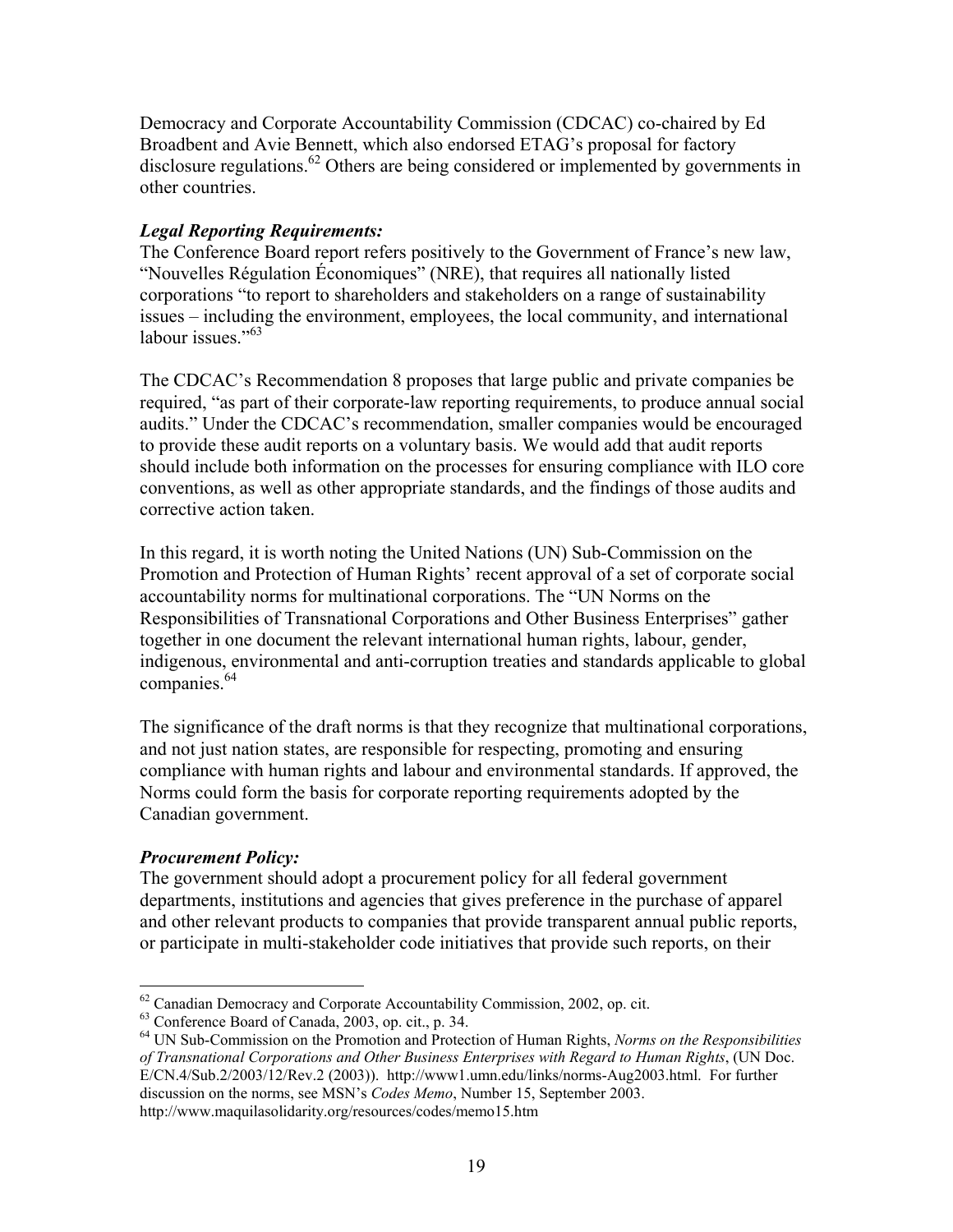Democracy and Corporate Accountability Commission (CDCAC) co-chaired by Ed Broadbent and Avie Bennett, which also endorsed ETAG's proposal for factory disclosure regulations.[62] Others are being considered or implemented by governments in other countries.

***Legal Reporting Requirements:***

The Conference Board report refers positively to the Government of France's new law, "Nouvelles Régulation Économiques" (NRE), that requires all nationally listed corporations "to report to shareholders and stakeholders on a range of sustainability issues – including the environment, employees, the local community, and international labour issues."[63]

The CDCAC's Recommendation 8 proposes that large public and private companies be required, "as part of their corporate-law reporting requirements, to produce annual social audits." Under the CDCAC's recommendation, smaller companies would be encouraged to provide these audit reports on a voluntary basis. We would add that audit reports should include both information on the processes for ensuring compliance with ILO core conventions, as well as other appropriate standards, and the findings of those audits and corrective action taken.

In this regard, it is worth noting the United Nations (UN) Sub-Commission on the Promotion and Protection of Human Rights' recent approval of a set of corporate social accountability norms for multinational corporations. The "UN Norms on the Responsibilities of Transnational Corporations and Other Business Enterprises" gather together in one document the relevant international human rights, labour, gender, indigenous, environmental and anti-corruption treaties and standards applicable to global companies.[64]

The significance of the draft norms is that they recognize that multinational corporations, and not just nation states, are responsible for respecting, promoting and ensuring compliance with human rights and labour and environmental standards. If approved, the Norms could form the basis for corporate reporting requirements adopted by the Canadian government.

***Procurement Policy:***

The government should adopt a procurement policy for all federal government departments, institutions and agencies that gives preference in the purchase of apparel and other relevant products to companies that provide transparent annual public reports, or participate in multi-stakeholder code initiatives that provide such reports, on their

---

[62] Canadian Democracy and Corporate Accountability Commission, 2002, op. cit.

[63] Conference Board of Canada, 2003, op. cit., p. 34.

[64] UN Sub-Commission on the Promotion and Protection of Human Rights, *Norms on the Responsibilities of Transnational Corporations and Other Business Enterprises with Regard to Human Rights*, (UN Doc. E/CN.4/Sub.2/2003/12/Rev.2 (2003)). http://www1.umn.edu/links/norms-Aug2003.html. For further discussion on the norms, see MSN's *Codes Memo*, Number 15, September 2003. http://www.maquilasolidarity.org/resources/codes/memo15.htm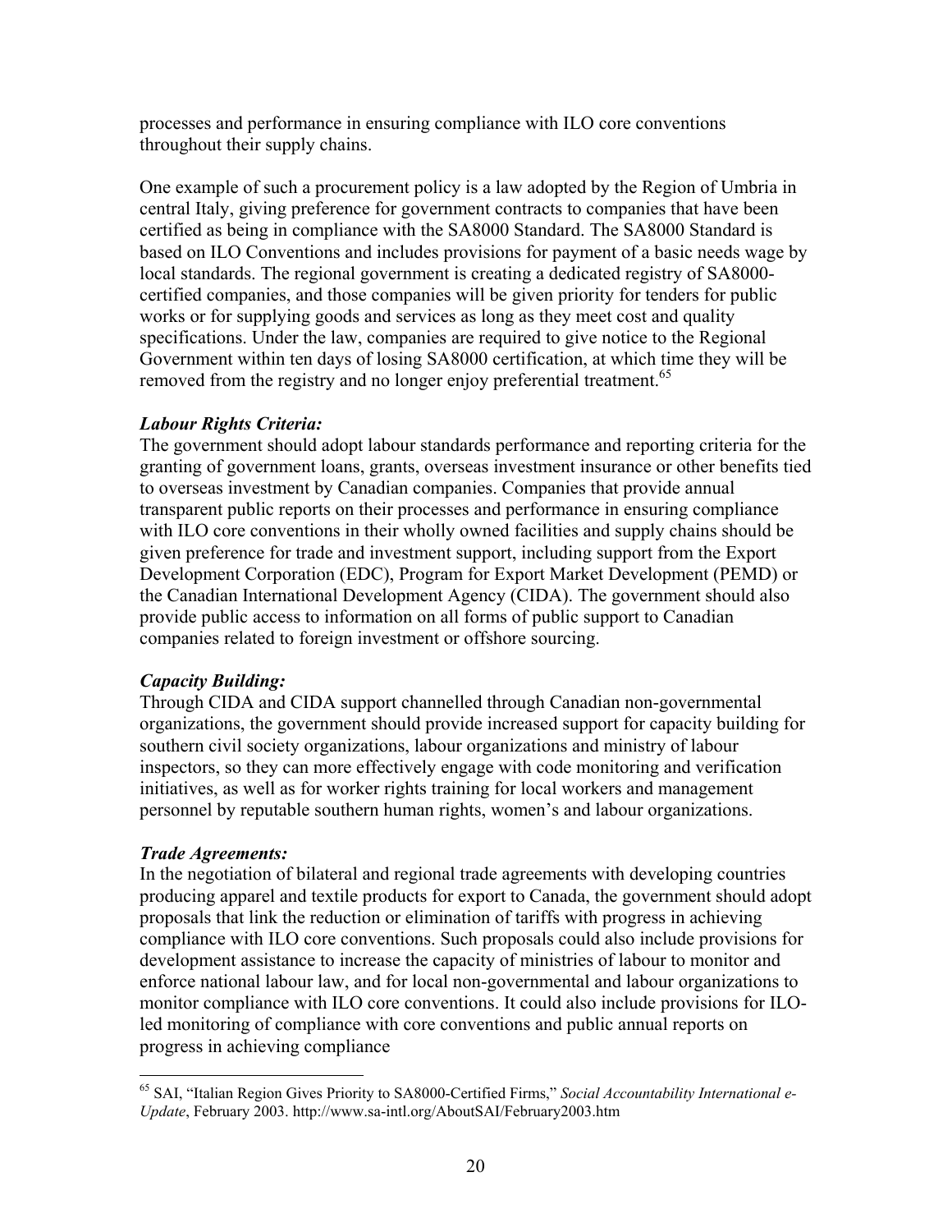processes and performance in ensuring compliance with ILO core conventions throughout their supply chains.

One example of such a procurement policy is a law adopted by the Region of Umbria in central Italy, giving preference for government contracts to companies that have been certified as being in compliance with the SA8000 Standard. The SA8000 Standard is based on ILO Conventions and includes provisions for payment of a basic needs wage by local standards. The regional government is creating a dedicated registry of SA8000-certified companies, and those companies will be given priority for tenders for public works or for supplying goods and services as long as they meet cost and quality specifications. Under the law, companies are required to give notice to the Regional Government within ten days of losing SA8000 certification, at which time they will be removed from the registry and no longer enjoy preferential treatment.[65]

***Labour Rights Criteria:***
The government should adopt labour standards performance and reporting criteria for the granting of government loans, grants, overseas investment insurance or other benefits tied to overseas investment by Canadian companies. Companies that provide annual transparent public reports on their processes and performance in ensuring compliance with ILO core conventions in their wholly owned facilities and supply chains should be given preference for trade and investment support, including support from the Export Development Corporation (EDC), Program for Export Market Development (PEMD) or the Canadian International Development Agency (CIDA). The government should also provide public access to information on all forms of public support to Canadian companies related to foreign investment or offshore sourcing.

***Capacity Building:***
Through CIDA and CIDA support channelled through Canadian non-governmental organizations, the government should provide increased support for capacity building for southern civil society organizations, labour organizations and ministry of labour inspectors, so they can more effectively engage with code monitoring and verification initiatives, as well as for worker rights training for local workers and management personnel by reputable southern human rights, women's and labour organizations.

***Trade Agreements:***
In the negotiation of bilateral and regional trade agreements with developing countries producing apparel and textile products for export to Canada, the government should adopt proposals that link the reduction or elimination of tariffs with progress in achieving compliance with ILO core conventions. Such proposals could also include provisions for development assistance to increase the capacity of ministries of labour to monitor and enforce national labour law, and for local non-governmental and labour organizations to monitor compliance with ILO core conventions. It could also include provisions for ILO-led monitoring of compliance with core conventions and public annual reports on progress in achieving compliance

---

[65] SAI, "Italian Region Gives Priority to SA8000-Certified Firms," *Social Accountability International e-Update*, February 2003. http://www.sa-intl.org/AboutSAI/February2003.htm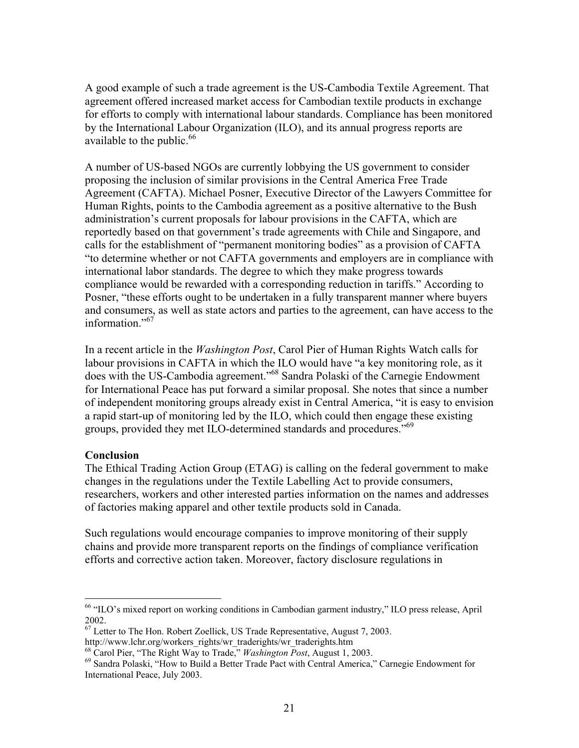A good example of such a trade agreement is the US-Cambodia Textile Agreement. That agreement offered increased market access for Cambodian textile products in exchange for efforts to comply with international labour standards. Compliance has been monitored by the International Labour Organization (ILO), and its annual progress reports are available to the public.[66]

A number of US-based NGOs are currently lobbying the US government to consider proposing the inclusion of similar provisions in the Central America Free Trade Agreement (CAFTA). Michael Posner, Executive Director of the Lawyers Committee for Human Rights, points to the Cambodia agreement as a positive alternative to the Bush administration's current proposals for labour provisions in the CAFTA, which are reportedly based on that government's trade agreements with Chile and Singapore, and calls for the establishment of "permanent monitoring bodies" as a provision of CAFTA "to determine whether or not CAFTA governments and employers are in compliance with international labor standards. The degree to which they make progress towards compliance would be rewarded with a corresponding reduction in tariffs." According to Posner, "these efforts ought to be undertaken in a fully transparent manner where buyers and consumers, as well as state actors and parties to the agreement, can have access to the information."[67]

In a recent article in the *Washington Post*, Carol Pier of Human Rights Watch calls for labour provisions in CAFTA in which the ILO would have "a key monitoring role, as it does with the US-Cambodia agreement."[68] Sandra Polaski of the Carnegie Endowment for International Peace has put forward a similar proposal. She notes that since a number of independent monitoring groups already exist in Central America, "it is easy to envision a rapid start-up of monitoring led by the ILO, which could then engage these existing groups, provided they met ILO-determined standards and procedures."[69]

**Conclusion**

The Ethical Trading Action Group (ETAG) is calling on the federal government to make changes in the regulations under the Textile Labelling Act to provide consumers, researchers, workers and other interested parties information on the names and addresses of factories making apparel and other textile products sold in Canada.

Such regulations would encourage companies to improve monitoring of their supply chains and provide more transparent reports on the findings of compliance verification efforts and corrective action taken. Moreover, factory disclosure regulations in

---

[66] "ILO's mixed report on working conditions in Cambodian garment industry," ILO press release, April 2002.

[67] Letter to The Hon. Robert Zoellick, US Trade Representative, August 7, 2003. http://www.lchr.org/workers_rights/wr_traderights/wr_traderights.htm

[68] Carol Pier, "The Right Way to Trade," *Washington Post*, August 1, 2003.

[69] Sandra Polaski, "How to Build a Better Trade Pact with Central America," Carnegie Endowment for International Peace, July 2003.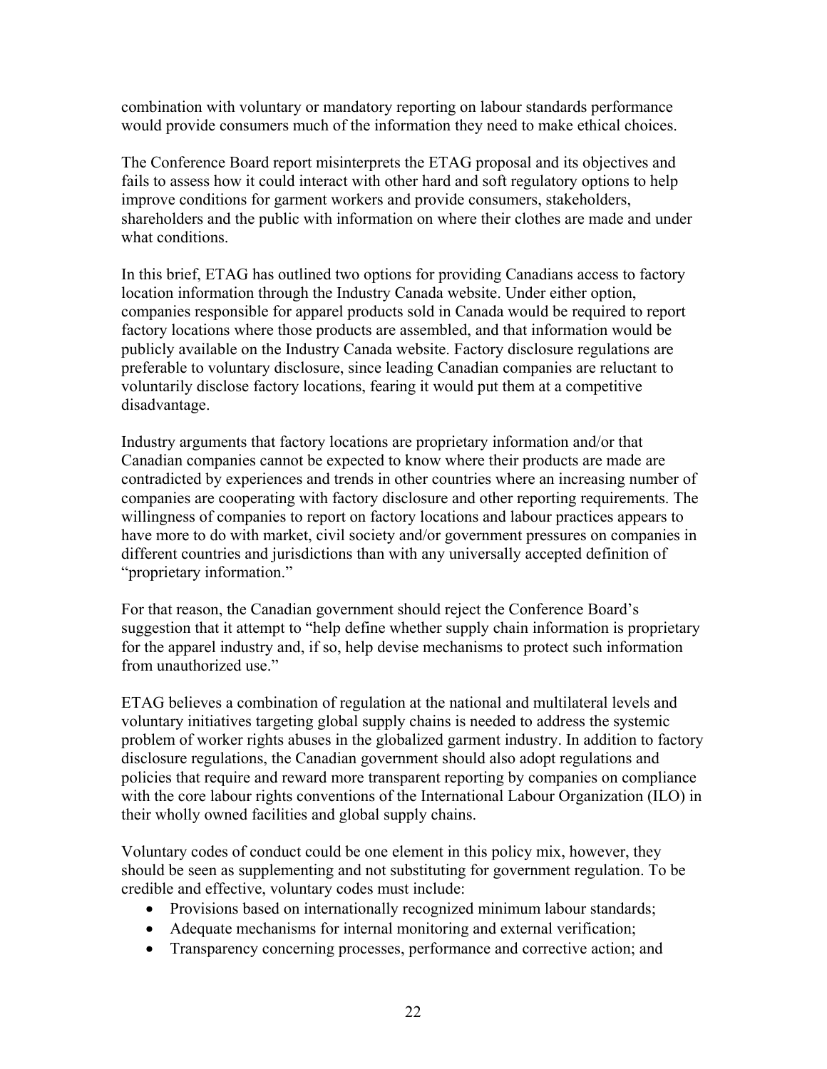combination with voluntary or mandatory reporting on labour standards performance would provide consumers much of the information they need to make ethical choices.

The Conference Board report misinterprets the ETAG proposal and its objectives and fails to assess how it could interact with other hard and soft regulatory options to help improve conditions for garment workers and provide consumers, stakeholders, shareholders and the public with information on where their clothes are made and under what conditions.

In this brief, ETAG has outlined two options for providing Canadians access to factory location information through the Industry Canada website. Under either option, companies responsible for apparel products sold in Canada would be required to report factory locations where those products are assembled, and that information would be publicly available on the Industry Canada website. Factory disclosure regulations are preferable to voluntary disclosure, since leading Canadian companies are reluctant to voluntarily disclose factory locations, fearing it would put them at a competitive disadvantage.

Industry arguments that factory locations are proprietary information and/or that Canadian companies cannot be expected to know where their products are made are contradicted by experiences and trends in other countries where an increasing number of companies are cooperating with factory disclosure and other reporting requirements. The willingness of companies to report on factory locations and labour practices appears to have more to do with market, civil society and/or government pressures on companies in different countries and jurisdictions than with any universally accepted definition of "proprietary information."

For that reason, the Canadian government should reject the Conference Board's suggestion that it attempt to "help define whether supply chain information is proprietary for the apparel industry and, if so, help devise mechanisms to protect such information from unauthorized use."

ETAG believes a combination of regulation at the national and multilateral levels and voluntary initiatives targeting global supply chains is needed to address the systemic problem of worker rights abuses in the globalized garment industry. In addition to factory disclosure regulations, the Canadian government should also adopt regulations and policies that require and reward more transparent reporting by companies on compliance with the core labour rights conventions of the International Labour Organization (ILO) in their wholly owned facilities and global supply chains.

Voluntary codes of conduct could be one element in this policy mix, however, they should be seen as supplementing and not substituting for government regulation. To be credible and effective, voluntary codes must include:

- Provisions based on internationally recognized minimum labour standards;
- Adequate mechanisms for internal monitoring and external verification;
- Transparency concerning processes, performance and corrective action; and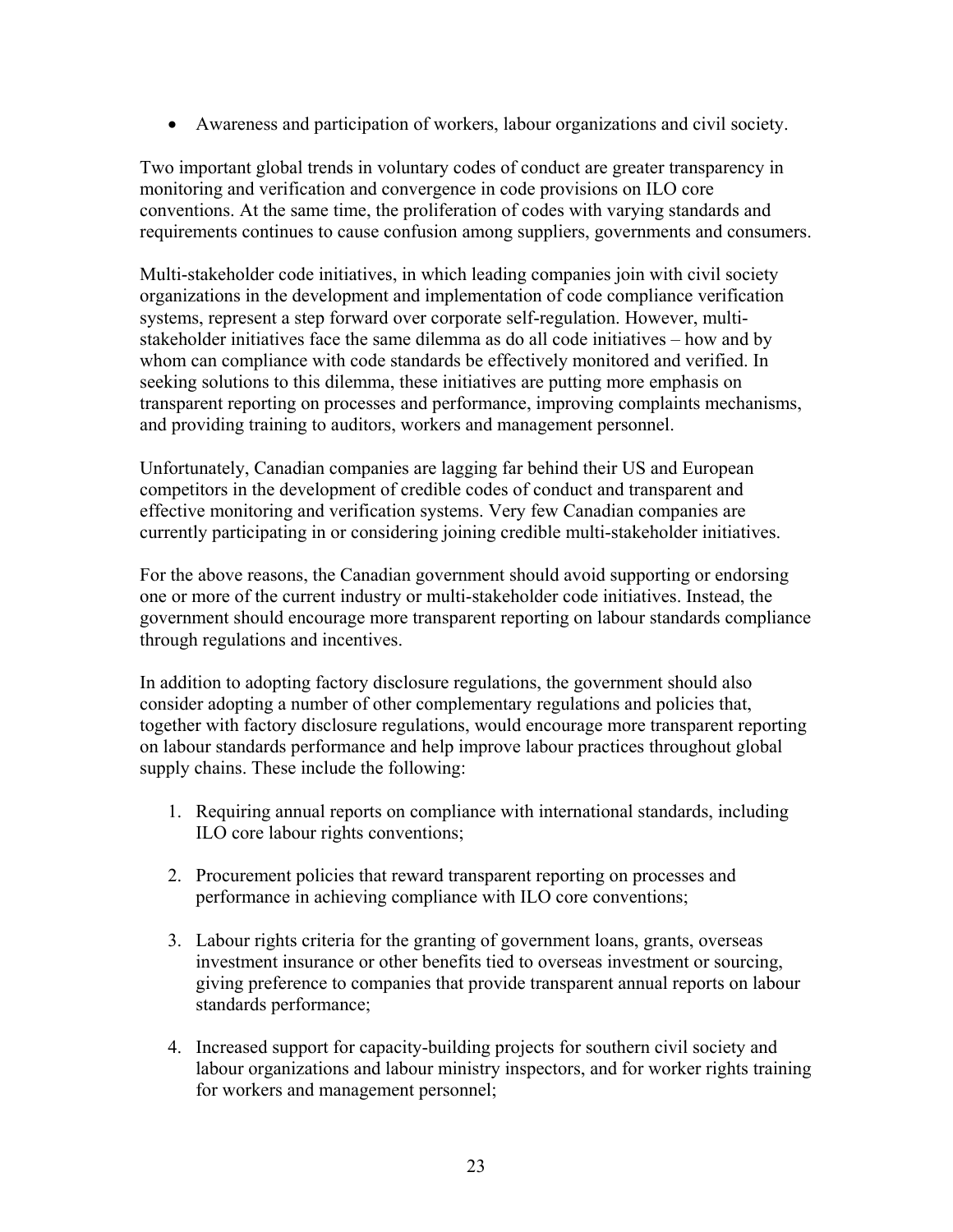- Awareness and participation of workers, labour organizations and civil society.

Two important global trends in voluntary codes of conduct are greater transparency in monitoring and verification and convergence in code provisions on ILO core conventions. At the same time, the proliferation of codes with varying standards and requirements continues to cause confusion among suppliers, governments and consumers.

Multi-stakeholder code initiatives, in which leading companies join with civil society organizations in the development and implementation of code compliance verification systems, represent a step forward over corporate self-regulation. However, multi-stakeholder initiatives face the same dilemma as do all code initiatives – how and by whom can compliance with code standards be effectively monitored and verified. In seeking solutions to this dilemma, these initiatives are putting more emphasis on transparent reporting on processes and performance, improving complaints mechanisms, and providing training to auditors, workers and management personnel.

Unfortunately, Canadian companies are lagging far behind their US and European competitors in the development of credible codes of conduct and transparent and effective monitoring and verification systems. Very few Canadian companies are currently participating in or considering joining credible multi-stakeholder initiatives.

For the above reasons, the Canadian government should avoid supporting or endorsing one or more of the current industry or multi-stakeholder code initiatives. Instead, the government should encourage more transparent reporting on labour standards compliance through regulations and incentives.

In addition to adopting factory disclosure regulations, the government should also consider adopting a number of other complementary regulations and policies that, together with factory disclosure regulations, would encourage more transparent reporting on labour standards performance and help improve labour practices throughout global supply chains. These include the following:

1. Requiring annual reports on compliance with international standards, including ILO core labour rights conventions;

2. Procurement policies that reward transparent reporting on processes and performance in achieving compliance with ILO core conventions;

3. Labour rights criteria for the granting of government loans, grants, overseas investment insurance or other benefits tied to overseas investment or sourcing, giving preference to companies that provide transparent annual reports on labour standards performance;

4. Increased support for capacity-building projects for southern civil society and labour organizations and labour ministry inspectors, and for worker rights training for workers and management personnel;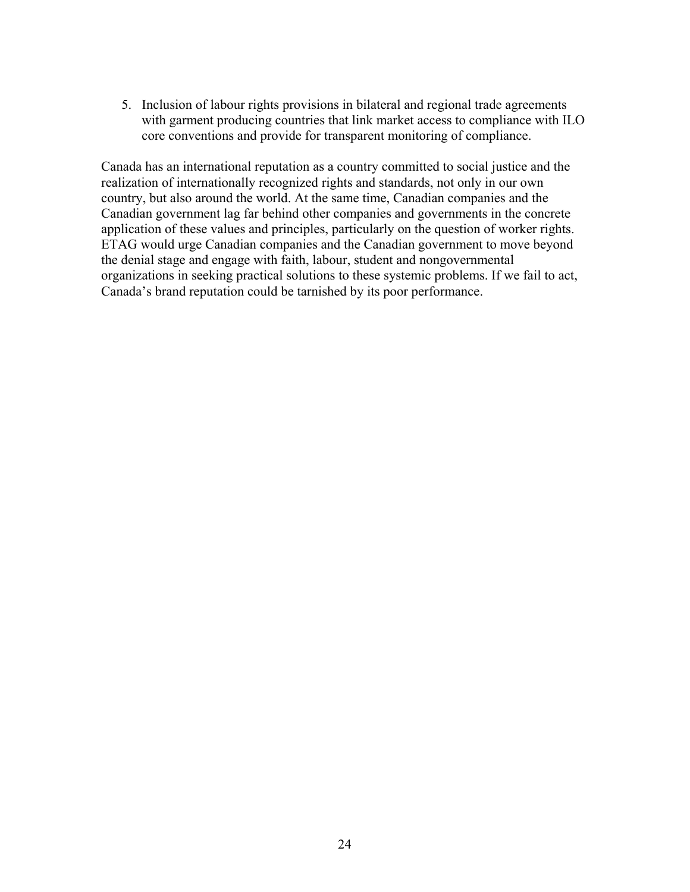5. Inclusion of labour rights provisions in bilateral and regional trade agreements with garment producing countries that link market access to compliance with ILO core conventions and provide for transparent monitoring of compliance.

Canada has an international reputation as a country committed to social justice and the realization of internationally recognized rights and standards, not only in our own country, but also around the world. At the same time, Canadian companies and the Canadian government lag far behind other companies and governments in the concrete application of these values and principles, particularly on the question of worker rights. ETAG would urge Canadian companies and the Canadian government to move beyond the denial stage and engage with faith, labour, student and nongovernmental organizations in seeking practical solutions to these systemic problems. If we fail to act, Canada's brand reputation could be tarnished by its poor performance.